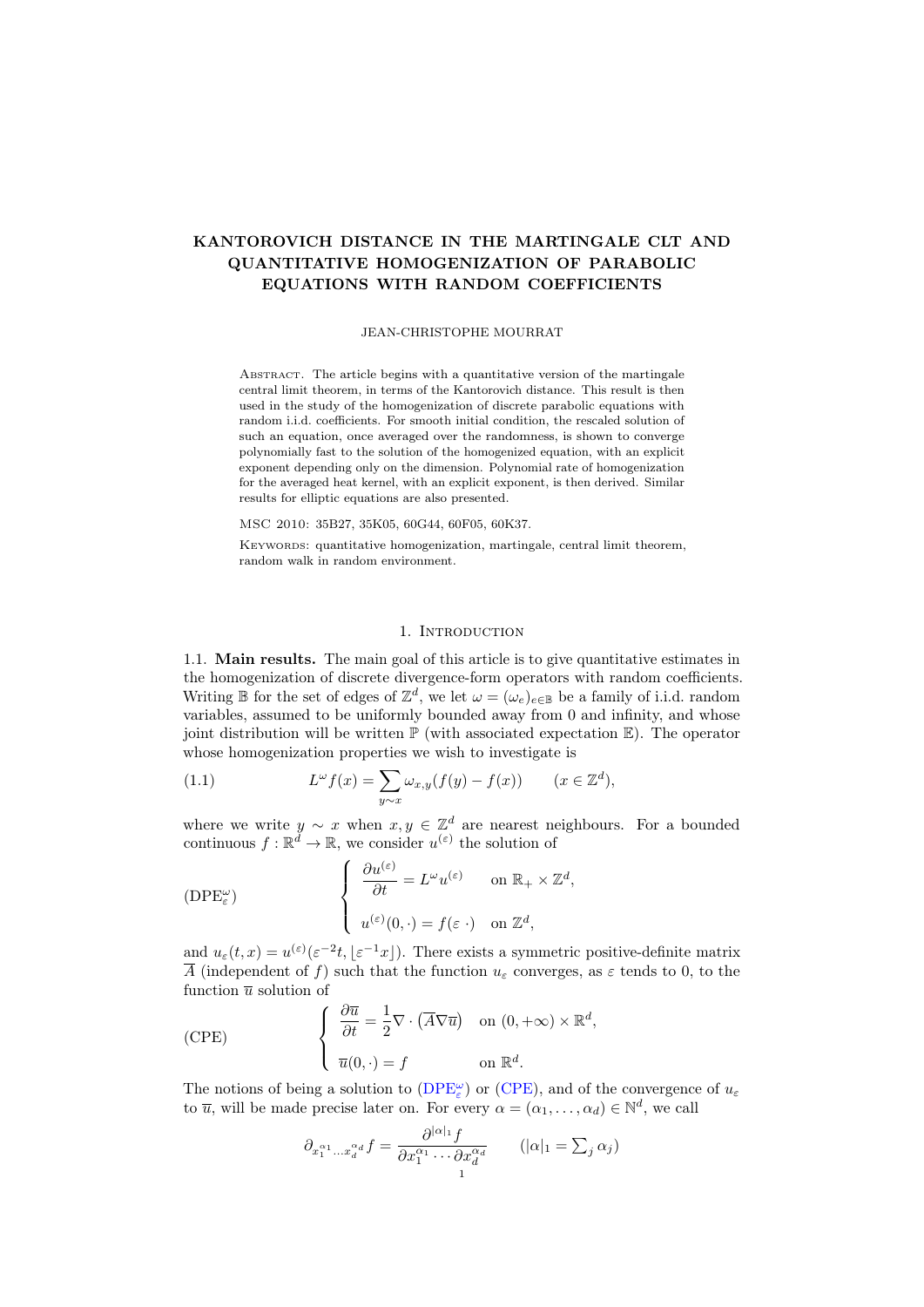# KANTOROVICH DISTANCE IN THE MARTINGALE CLT AND QUANTITATIVE HOMOGENIZATION OF PARABOLIC EQUATIONS WITH RANDOM COEFFICIENTS

JEAN-CHRISTOPHE MOURRAT

Abstract. The article begins with a quantitative version of the martingale central limit theorem, in terms of the Kantorovich distance. This result is then used in the study of the homogenization of discrete parabolic equations with random i.i.d. coefficients. For smooth initial condition, the rescaled solution of such an equation, once averaged over the randomness, is shown to converge polynomially fast to the solution of the homogenized equation, with an explicit exponent depending only on the dimension. Polynomial rate of homogenization for the averaged heat kernel, with an explicit exponent, is then derived. Similar results for elliptic equations are also presented.

MSC 2010: 35B27, 35K05, 60G44, 60F05, 60K37.

Keywords: quantitative homogenization, martingale, central limit theorem, random walk in random environment.

## 1. Introduction

1.1. **Main results.** The main goal of this article is to give quantitative estimates in the homogenization of discrete divergence-form operators with random coefficients. Writing $\mathbb{B}$ for the set of edges of $\mathbb{Z}^d$, we let $\omega = (\omega_e)_{e \in \mathbb{B}}$ be a family of i.i.d. random variables, assumed to be uniformly bounded away from 0 and infinity, and whose joint distribution will be written $\mathbb{P}$ (with associated expectation $\mathbb{E}$). The operator whose homogenization properties we wish to investigate is

$$L^\omega f(x) = \sum_{y \sim x} \omega_{x,y}(f(y) - f(x)) \qquad (x \in \mathbb{Z}^d), \tag{1.1}$$

where we write $y \sim x$ when $x, y \in \mathbb{Z}^d$ are nearest neighbours. For a bounded continuous $f : \mathbb{R}^d \to \mathbb{R}$, we consider $u^{(\varepsilon)}$ the solution of

$$(\text{DPE}^\omega_\varepsilon) \qquad \begin{cases} \dfrac{\partial u^{(\varepsilon)}}{\partial t} = L^\omega u^{(\varepsilon)} & \text{on } \mathbb{R}_+ \times \mathbb{Z}^d, \\[2ex] u^{(\varepsilon)}(0, \cdot) = f(\varepsilon \, \cdot) & \text{on } \mathbb{Z}^d, \end{cases}$$

and $u_\varepsilon(t, x) = u^{(\varepsilon)}(\varepsilon^{-2} t, \lfloor \varepsilon^{-1} x \rfloor)$. There exists a symmetric positive-definite matrix $\overline{A}$ (independent of $f$) such that the function $u_\varepsilon$ converges, as $\varepsilon$ tends to 0, to the function $\overline{u}$ solution of

$$(\text{CPE}) \qquad \begin{cases} \dfrac{\partial \overline{u}}{\partial t} = \dfrac{1}{2} \nabla \cdot \left( \overline{A} \nabla \overline{u} \right) & \text{on } (0, +\infty) \times \mathbb{R}^d, \\[2ex] \overline{u}(0, \cdot) = f & \text{on } \mathbb{R}^d. \end{cases}$$

The notions of being a solution to (DPE$^\omega_\varepsilon$) or (CPE), and of the convergence of $u_\varepsilon$ to $\overline{u}$, will be made precise later on. For every $\alpha = (\alpha_1, \ldots, \alpha_d) \in \mathbb{N}^d$, we call

$$\partial_{x_1^{\alpha_1} \ldots x_d^{\alpha_d}} f = \frac{\partial^{|\alpha|_1} f}{\partial x_1^{\alpha_1} \cdots \partial x_d^{\alpha_d}} \qquad (|\alpha|_1 = \textstyle\sum_j \alpha_j)$$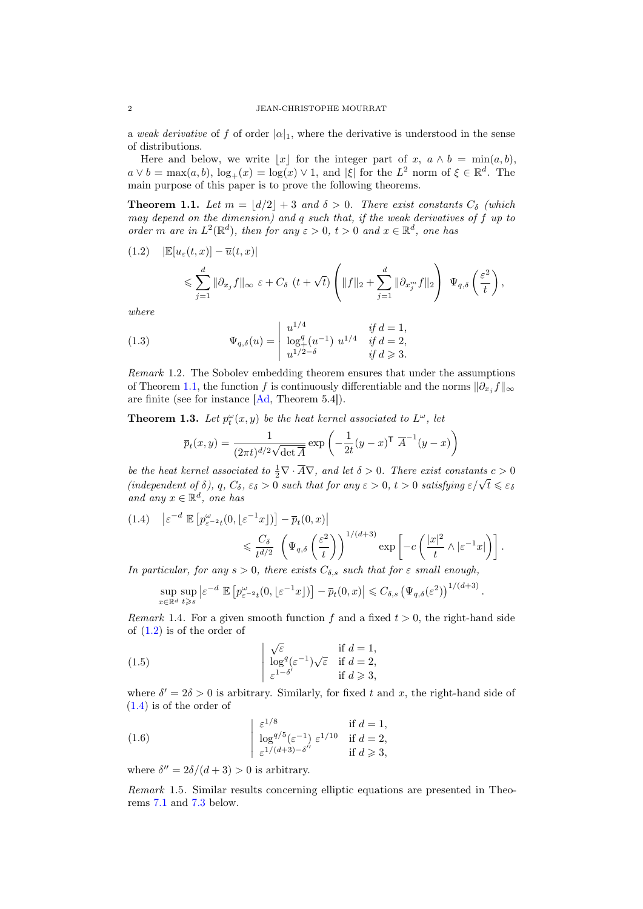a *weak derivative* of $f$ of order $|\alpha|_1$, where the derivative is understood in the sense of distributions.

Here and below, we write $\lfloor x \rfloor$ for the integer part of $x$, $a \wedge b = \min(a,b)$, $a \vee b = \max(a,b)$, $\log_+(x) = \log(x) \vee 1$, and $|\xi|$ for the $L^2$ norm of $\xi \in \mathbb{R}^d$. The main purpose of this paper is to prove the following theorems.

**Theorem 1.1.** *Let $m = \lfloor d/2 \rfloor + 3$ and $\delta > 0$. There exist constants $C_\delta$ (which may depend on the dimension) and $q$ such that, if the weak derivatives of $f$ up to order $m$ are in $L^2(\mathbb{R}^d)$, then for any $\varepsilon > 0$, $t > 0$ and $x \in \mathbb{R}^d$, one has*

$$
(1.2) \quad |\mathbb{E}[u_\varepsilon(t,x)] - \overline{u}(t,x)| \leqslant \sum_{j=1}^d \|\partial_{x_j} f\|_\infty \ \varepsilon + C_\delta \ (t + \sqrt{t}) \left( \|f\|_2 + \sum_{j=1}^d \|\partial_{x_j^m} f\|_2 \right) \ \Psi_{q,\delta}\left(\frac{\varepsilon^2}{t}\right),
$$

*where*

$$
(1.3) \qquad \Psi_{q,\delta}(u) = \left| \begin{array}{ll} u^{1/4} & \text{if } d = 1, \\ \log_+^q(u^{-1}) \ u^{1/4} & \text{if } d = 2, \\ u^{1/2-\delta} & \text{if } d \geqslant 3. \end{array} \right.
$$

*Remark* 1.2. The Sobolev embedding theorem ensures that under the assumptions of Theorem 1.1, the function $f$ is continuously differentiable and the norms $\|\partial_{x_j} f\|_\infty$ are finite (see for instance [Ad, Theorem 5.4]).

**Theorem 1.3.** *Let $p_t^\omega(x,y)$ be the heat kernel associated to $L^\omega$, let*

$$
\overline{p}_t(x,y) = \frac{1}{(2\pi t)^{d/2} \sqrt{\det \overline{A}}} \exp\left( -\frac{1}{2t} (y-x)^{\mathsf{T}} \ \overline{A}^{-1} (y-x) \right)
$$

*be the heat kernel associated to $\frac{1}{2}\nabla \cdot \overline{A} \nabla$, and let $\delta > 0$. There exist constants $c > 0$ (independent of $\delta$), $q$, $C_\delta$, $\varepsilon_\delta > 0$ such that for any $\varepsilon > 0$, $t > 0$ satisfying $\varepsilon/\sqrt{t} \leqslant \varepsilon_\delta$ and any $x \in \mathbb{R}^d$, one has*

$$
(1.4) \quad \left| \varepsilon^{-d} \ \mathbb{E}\left[ p^\omega_{\varepsilon^{-2}t}(0, \lfloor \varepsilon^{-1} x \rfloor) \right] - \overline{p}_t(0,x) \right| \leqslant \frac{C_\delta}{t^{d/2}} \left( \Psi_{q,\delta}\left(\frac{\varepsilon^2}{t}\right) \right)^{1/(d+3)} \exp\left[ -c \left( \frac{|x|^2}{t} \wedge |\varepsilon^{-1} x| \right) \right].
$$

*In particular, for any $s > 0$, there exists $C_{\delta,s}$ such that for $\varepsilon$ small enough,*

$$
\sup_{x \in \mathbb{R}^d} \sup_{t \geqslant s} \left| \varepsilon^{-d} \ \mathbb{E}\left[ p^\omega_{\varepsilon^{-2}t}(0, \lfloor \varepsilon^{-1} x \rfloor) \right] - \overline{p}_t(0,x) \right| \leqslant C_{\delta,s} \left( \Psi_{q,\delta}(\varepsilon^2) \right)^{1/(d+3)}.
$$

*Remark* 1.4. For a given smooth function $f$ and a fixed $t > 0$, the right-hand side of (1.2) is of the order of

$$
(1.5) \qquad \left| \begin{array}{ll} \sqrt{\varepsilon} & \text{if } d = 1, \\ \log^q(\varepsilon^{-1}) \sqrt{\varepsilon} & \text{if } d = 2, \\ \varepsilon^{1-\delta'} & \text{if } d \geqslant 3, \end{array} \right.
$$

where $\delta' = 2\delta > 0$ is arbitrary. Similarly, for fixed $t$ and $x$, the right-hand side of (1.4) is of the order of

$$
(1.6) \qquad \left| \begin{array}{ll} \varepsilon^{1/8} & \text{if } d = 1, \\ \log^{q/5}(\varepsilon^{-1}) \ \varepsilon^{1/10} & \text{if } d = 2, \\ \varepsilon^{1/(d+3)-\delta''} & \text{if } d \geqslant 3, \end{array} \right.
$$

where $\delta'' = 2\delta/(d+3) > 0$ is arbitrary.

*Remark* 1.5. Similar results concerning elliptic equations are presented in Theorems 7.1 and 7.3 below.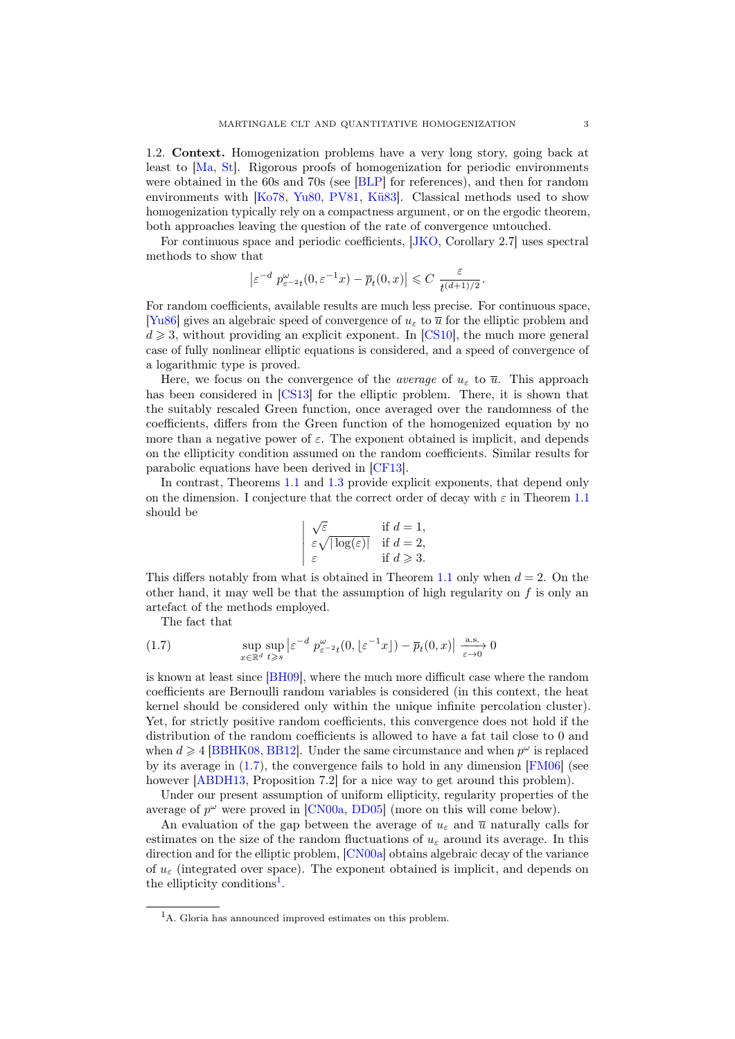**1.2. Context.** Homogenization problems have a very long story, going back at least to [Ma, St]. Rigorous proofs of homogenization for periodic environments were obtained in the 60s and 70s (see [BLP] for references), and then for random environments with [Ko78, Yu80, PV81, Kü83]. Classical methods used to show homogenization typically rely on a compactness argument, or on the ergodic theorem, both approaches leaving the question of the rate of convergence untouched.

For continuous space and periodic coefficients, [JKO, Corollary 2.7] uses spectral methods to show that

$$\left|\varepsilon^{-d}\ p^{\omega}_{\varepsilon^{-2}t}(0,\varepsilon^{-1}x) - \overline{p}_t(0,x)\right| \leqslant C\ \frac{\varepsilon}{t^{(d+1)/2}}.$$

For random coefficients, available results are much less precise. For continuous space, [Yu86] gives an algebraic speed of convergence of $u_\varepsilon$ to $\overline{u}$ for the elliptic problem and $d \geqslant 3$, without providing an explicit exponent. In [CS10], the much more general case of fully nonlinear elliptic equations is considered, and a speed of convergence of a logarithmic type is proved.

Here, we focus on the convergence of the *average* of $u_\varepsilon$ to $\overline{u}$. This approach has been considered in [CS13] for the elliptic problem. There, it is shown that the suitably rescaled Green function, once averaged over the randomness of the coefficients, differs from the Green function of the homogenized equation by no more than a negative power of $\varepsilon$. The exponent obtained is implicit, and depends on the ellipticity condition assumed on the random coefficients. Similar results for parabolic equations have been derived in [CF13].

In contrast, Theorems 1.1 and 1.3 provide explicit exponents, that depend only on the dimension. I conjecture that the correct order of decay with $\varepsilon$ in Theorem 1.1 should be

$$\left|\begin{array}{ll} \sqrt{\varepsilon} & \text{if } d = 1, \\ \varepsilon\sqrt{|\log(\varepsilon)|} & \text{if } d = 2, \\ \varepsilon & \text{if } d \geqslant 3. \end{array}\right.$$

This differs notably from what is obtained in Theorem 1.1 only when $d = 2$. On the other hand, it may well be that the assumption of high regularity on $f$ is only an artefact of the methods employed.

The fact that

$$\sup_{x\in\mathbb{R}^d}\sup_{t\geqslant s}\left|\varepsilon^{-d}\ p^{\omega}_{\varepsilon^{-2}t}(0,\lfloor\varepsilon^{-1}x\rfloor) - \overline{p}_t(0,x)\right| \xrightarrow[\varepsilon\to 0]{\text{a.s.}} 0 \tag{1.7}$$

is known at least since [BH09], where the much more difficult case where the random coefficients are Bernoulli random variables is considered (in this context, the heat kernel should be considered only within the unique infinite percolation cluster). Yet, for strictly positive random coefficients, this convergence does not hold if the distribution of the random coefficients is allowed to have a fat tail close to 0 and when $d \geqslant 4$ [BBHK08, BB12]. Under the same circumstance and when $p^\omega$ is replaced by its average in (1.7), the convergence fails to hold in any dimension [FM06] (see however [ABDH13, Proposition 7.2] for a nice way to get around this problem).

Under our present assumption of uniform ellipticity, regularity properties of the average of $p^\omega$ were proved in [CN00a, DD05] (more on this will come below).

An evaluation of the gap between the average of $u_\varepsilon$ and $\overline{u}$ naturally calls for estimates on the size of the random fluctuations of $u_\varepsilon$ around its average. In this direction and for the elliptic problem, [CN00a] obtains algebraic decay of the variance of $u_\varepsilon$ (integrated over space). The exponent obtained is implicit, and depends on the ellipticity conditions[1].

[1] A. Gloria has announced improved estimates on this problem.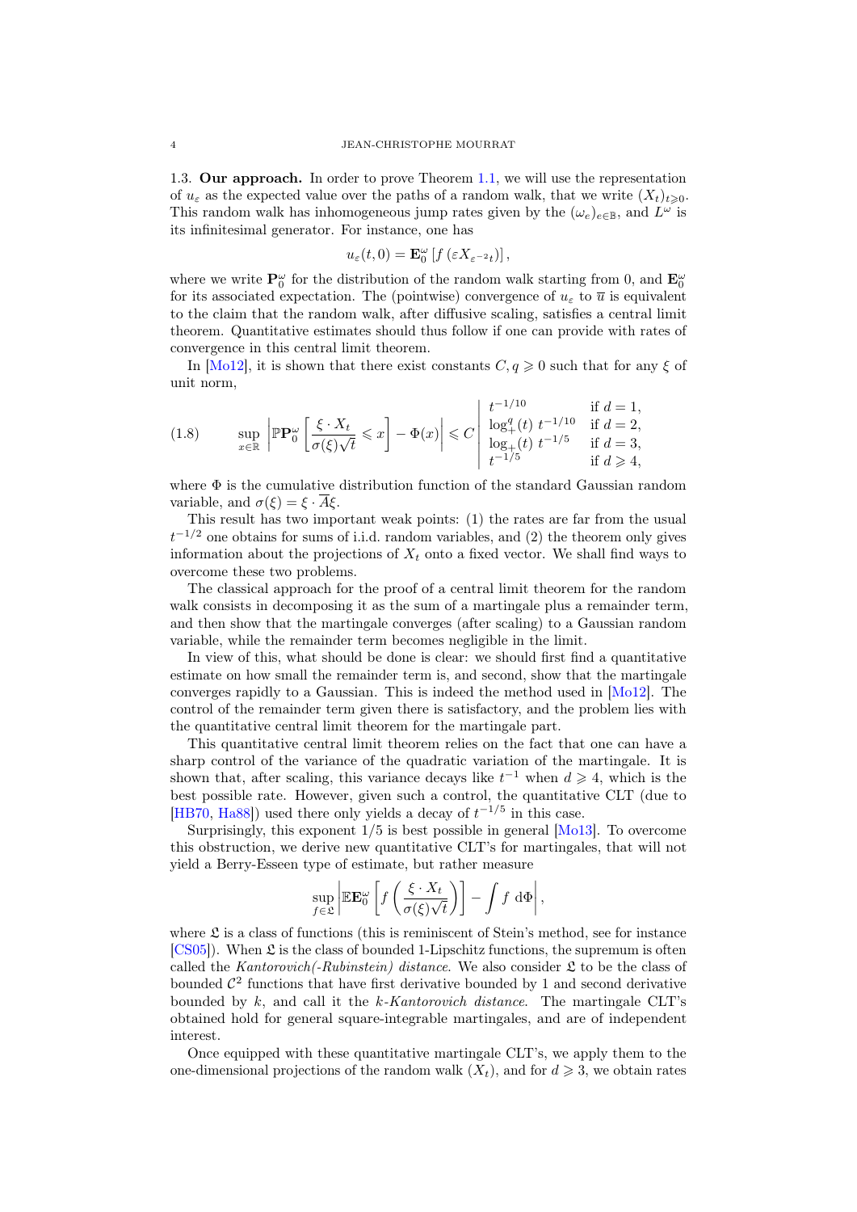### 1.3. **Our approach.**

In order to prove Theorem 1.1, we will use the representation of $u_\varepsilon$ as the expected value over the paths of a random walk, that we write $(X_t)_{t\geqslant 0}$. This random walk has inhomogeneous jump rates given by the $(\omega_e)_{e\in\mathbb{B}}$, and $L^\omega$ is its infinitesimal generator. For instance, one has

$$u_\varepsilon(t,0) = \mathbf{E}_0^\omega \left[ f\left(\varepsilon X_{\varepsilon^{-2}t}\right)\right],$$

where we write $\mathbf{P}_0^\omega$ for the distribution of the random walk starting from 0, and $\mathbf{E}_0^\omega$ for its associated expectation. The (pointwise) convergence of $u_\varepsilon$ to $\overline{u}$ is equivalent to the claim that the random walk, after diffusive scaling, satisfies a central limit theorem. Quantitative estimates should thus follow if one can provide with rates of convergence in this central limit theorem.

In [Mo12], it is shown that there exist constants $C, q \geqslant 0$ such that for any $\xi$ of unit norm,

$$\sup_{x\in\mathbb{R}} \left| \mathbb{P}\mathbf{P}_0^\omega \left[ \frac{\xi\cdot X_t}{\sigma(\xi)\sqrt{t}} \leqslant x \right] - \Phi(x) \right| \leqslant C \left| \begin{array}{ll} t^{-1/10} & \text{if } d=1, \\ \log_+^q(t)\ t^{-1/10} & \text{if } d=2, \\ \log_+(t)\ t^{-1/5} & \text{if } d=3, \\ t^{-1/5} & \text{if } d\geqslant 4, \end{array} \right. \tag{1.8}$$

where $\Phi$ is the cumulative distribution function of the standard Gaussian random variable, and $\sigma(\xi) = \xi\cdot \overline{A}\xi$.

This result has two important weak points: (1) the rates are far from the usual $t^{-1/2}$ one obtains for sums of i.i.d. random variables, and (2) the theorem only gives information about the projections of $X_t$ onto a fixed vector. We shall find ways to overcome these two problems.

The classical approach for the proof of a central limit theorem for the random walk consists in decomposing it as the sum of a martingale plus a remainder term, and then show that the martingale converges (after scaling) to a Gaussian random variable, while the remainder term becomes negligible in the limit.

In view of this, what should be done is clear: we should first find a quantitative estimate on how small the remainder term is, and second, show that the martingale converges rapidly to a Gaussian. This is indeed the method used in [Mo12]. The control of the remainder term given there is satisfactory, and the problem lies with the quantitative central limit theorem for the martingale part.

This quantitative central limit theorem relies on the fact that one can have a sharp control of the variance of the quadratic variation of the martingale. It is shown that, after scaling, this variance decays like $t^{-1}$ when $d\geqslant 4$, which is the best possible rate. However, given such a control, the quantitative CLT (due to [HB70, Ha88]) used there only yields a decay of $t^{-1/5}$ in this case.

Surprisingly, this exponent $1/5$ is best possible in general [Mo13]. To overcome this obstruction, we derive new quantitative CLT's for martingales, that will not yield a Berry-Esseen type of estimate, but rather measure

$$\sup_{f\in\mathfrak{L}} \left| \mathbb{E}\mathbf{E}_0^\omega \left[ f\left( \frac{\xi\cdot X_t}{\sigma(\xi)\sqrt{t}}\right)\right] - \int f\ \mathrm{d}\Phi \right|,$$

where $\mathfrak{L}$ is a class of functions (this is reminiscent of Stein's method, see for instance [CS05]). When $\mathfrak{L}$ is the class of bounded 1-Lipschitz functions, the supremum is often called the *Kantorovich(-Rubinstein) distance*. We also consider $\mathfrak{L}$ to be the class of bounded $\mathcal{C}^2$ functions that have first derivative bounded by 1 and second derivative bounded by $k$, and call it the *$k$-Kantorovich distance*. The martingale CLT's obtained hold for general square-integrable martingales, and are of independent interest.

Once equipped with these quantitative martingale CLT's, we apply them to the one-dimensional projections of the random walk $(X_t)$, and for $d\geqslant 3$, we obtain rates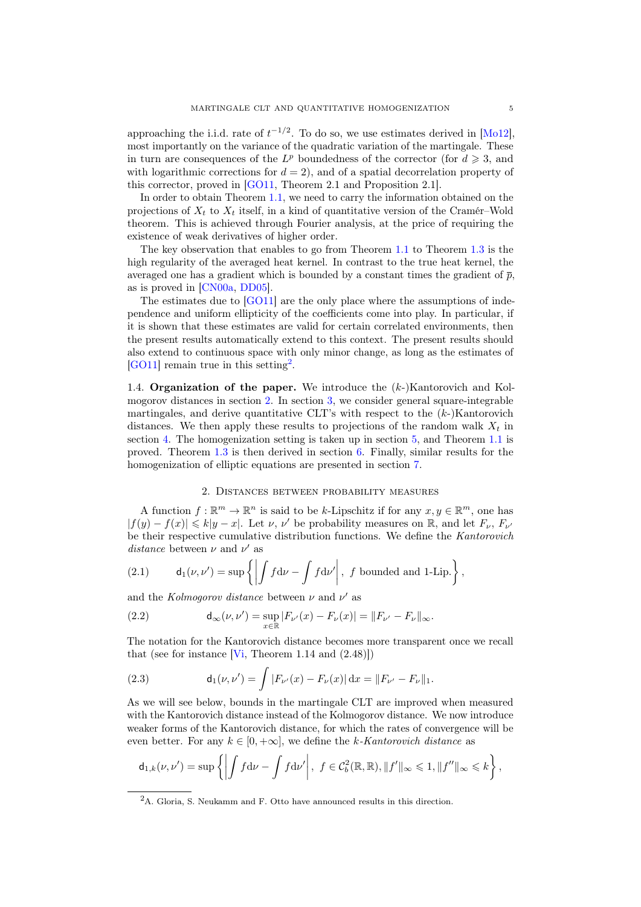approaching the i.i.d. rate of $t^{-1/2}$. To do so, we use estimates derived in [Mo12], most importantly on the variance of the quadratic variation of the martingale. These in turn are consequences of the $L^p$ boundedness of the corrector (for $d \geqslant 3$, and with logarithmic corrections for $d = 2$), and of a spatial decorrelation property of this corrector, proved in [GO11, Theorem 2.1 and Proposition 2.1].

In order to obtain Theorem 1.1, we need to carry the information obtained on the projections of $X_t$ to $X_t$ itself, in a kind of quantitative version of the Cramér–Wold theorem. This is achieved through Fourier analysis, at the price of requiring the existence of weak derivatives of higher order.

The key observation that enables to go from Theorem 1.1 to Theorem 1.3 is the high regularity of the averaged heat kernel. In contrast to the true heat kernel, the averaged one has a gradient which is bounded by a constant times the gradient of $\overline{p}$, as is proved in [CN00a, DD05].

The estimates due to [GO11] are the only place where the assumptions of independence and uniform ellipticity of the coefficients come into play. In particular, if it is shown that these estimates are valid for certain correlated environments, then the present results automatically extend to this context. The present results should also extend to continuous space with only minor change, as long as the estimates of [GO11] remain true in this setting[2].

**1.4. Organization of the paper.** We introduce the ($k$-)Kantorovich and Kolmogorov distances in section 2. In section 3, we consider general square-integrable martingales, and derive quantitative CLT's with respect to the ($k$-)Kantorovich distances. We then apply these results to projections of the random walk $X_t$ in section 4. The homogenization setting is taken up in section 5, and Theorem 1.1 is proved. Theorem 1.3 is then derived in section 6. Finally, similar results for the homogenization of elliptic equations are presented in section 7.

## 2. Distances between probability measures

A function $f : \mathbb{R}^m \to \mathbb{R}^n$ is said to be $k$-Lipschitz if for any $x, y \in \mathbb{R}^m$, one has $|f(y) - f(x)| \leqslant k|y - x|$. Let $\nu$, $\nu'$ be probability measures on $\mathbb{R}$, and let $F_\nu$, $F_{\nu'}$ be their respective cumulative distribution functions. We define the *Kantorovich distance* between $\nu$ and $\nu'$ as

$$\mathsf{d}_1(\nu, \nu') = \sup \left\{ \left| \int f \,\mathrm{d}\nu - \int f \,\mathrm{d}\nu' \right|, \ f \text{ bounded and 1-Lip.} \right\}, \tag{2.1}$$

and the *Kolmogorov distance* between $\nu$ and $\nu'$ as

$$\mathsf{d}_\infty(\nu, \nu') = \sup_{x \in \mathbb{R}} |F_{\nu'}(x) - F_\nu(x)| = \|F_{\nu'} - F_\nu\|_\infty. \tag{2.2}$$

The notation for the Kantorovich distance becomes more transparent once we recall that (see for instance [Vi, Theorem 1.14 and (2.48)])

$$\mathsf{d}_1(\nu, \nu') = \int |F_{\nu'}(x) - F_\nu(x)| \,\mathrm{d}x = \|F_{\nu'} - F_\nu\|_1. \tag{2.3}$$

As we will see below, bounds in the martingale CLT are improved when measured with the Kantorovich distance instead of the Kolmogorov distance. We now introduce weaker forms of the Kantorovich distance, for which the rates of convergence will be even better. For any $k \in [0, +\infty]$, we define the *$k$-Kantorovich distance* as

$$\mathsf{d}_{1,k}(\nu, \nu') = \sup \left\{ \left| \int f \,\mathrm{d}\nu - \int f \,\mathrm{d}\nu' \right|, \ f \in \mathcal{C}_b^2(\mathbb{R}, \mathbb{R}), \|f'\|_\infty \leqslant 1, \|f''\|_\infty \leqslant k \right\},$$

[2] A. Gloria, S. Neukamm and F. Otto have announced results in this direction.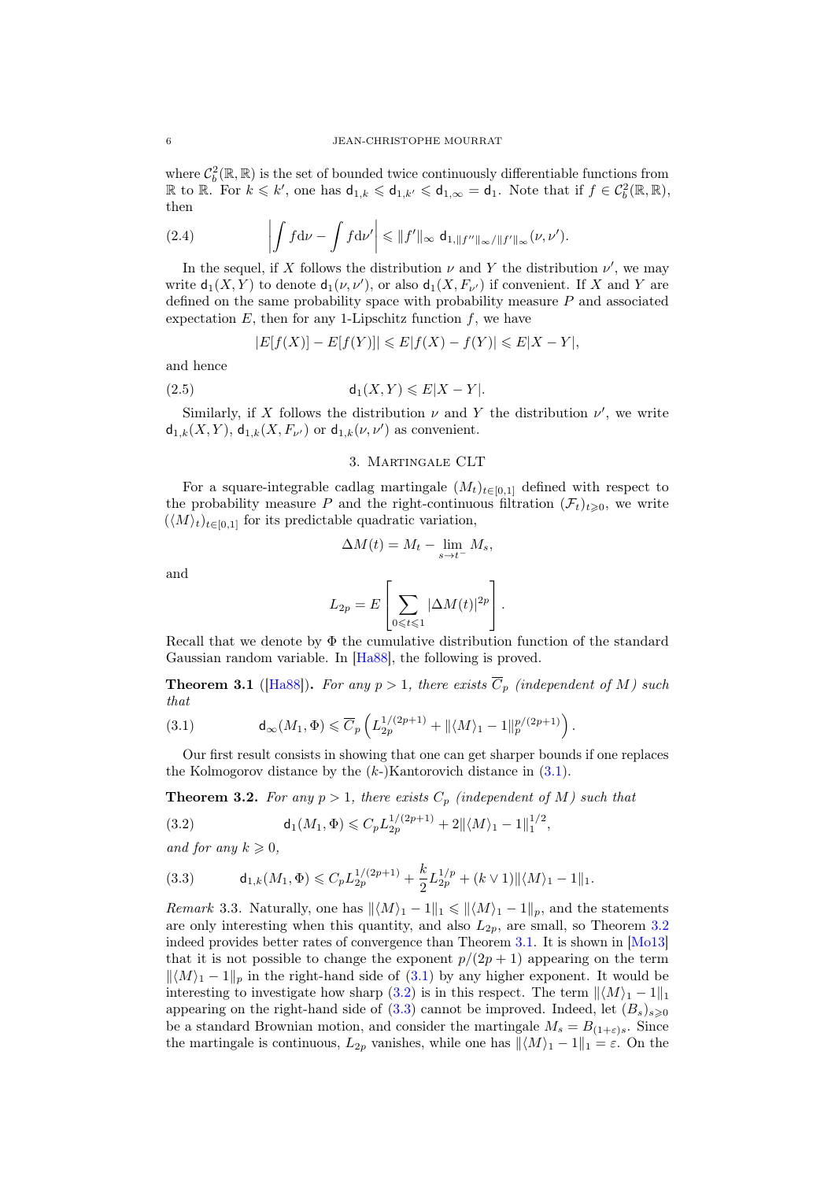where $\mathcal{C}_b^2(\mathbb{R}, \mathbb{R})$ is the set of bounded twice continuously differentiable functions from $\mathbb{R}$ to $\mathbb{R}$. For $k \leqslant k'$, one has $\mathsf{d}_{1,k} \leqslant \mathsf{d}_{1,k'} \leqslant \mathsf{d}_{1,\infty} = \mathsf{d}_1$. Note that if $f \in \mathcal{C}_b^2(\mathbb{R}, \mathbb{R})$, then

$$\left| \int f \mathrm{d}\nu - \int f \mathrm{d}\nu' \right| \leqslant \|f'\|_\infty \; \mathsf{d}_{1, \|f''\|_\infty / \|f'\|_\infty}(\nu, \nu'). \tag{2.4}$$

In the sequel, if $X$ follows the distribution $\nu$ and $Y$ the distribution $\nu'$, we may write $\mathsf{d}_1(X,Y)$ to denote $\mathsf{d}_1(\nu, \nu')$, or also $\mathsf{d}_1(X, F_{\nu'})$ if convenient. If $X$ and $Y$ are defined on the same probability space with probability measure $P$ and associated expectation $E$, then for any 1-Lipschitz function $f$, we have

$$|E[f(X)] - E[f(Y)]| \leqslant E|f(X) - f(Y)| \leqslant E|X - Y|,$$

and hence

$$\mathsf{d}_1(X,Y) \leqslant E|X - Y|. \tag{2.5}$$

Similarly, if $X$ follows the distribution $\nu$ and $Y$ the distribution $\nu'$, we write $\mathsf{d}_{1,k}(X,Y)$, $\mathsf{d}_{1,k}(X, F_{\nu'})$ or $\mathsf{d}_{1,k}(\nu, \nu')$ as convenient.

## 3. Martingale CLT

For a square-integrable cadlag martingale $(M_t)_{t \in [0,1]}$ defined with respect to the probability measure $P$ and the right-continuous filtration $(\mathcal{F}_t)_{t \geqslant 0}$, we write $(\langle M \rangle_t)_{t \in [0,1]}$ for its predictable quadratic variation,

$$\Delta M(t) = M_t - \lim_{s \to t^-} M_s,$$

and

$$L_{2p} = E\left[ \sum_{0 \leqslant t \leqslant 1} |\Delta M(t)|^{2p} \right].$$

Recall that we denote by $\Phi$ the cumulative distribution function of the standard Gaussian random variable. In [Ha88], the following is proved.

**Theorem 3.1** ([Ha88]). *For any $p > 1$, there exists $\overline{C}_p$ (independent of $M$) such that*

$$\mathsf{d}_\infty(M_1, \Phi) \leqslant \overline{C}_p \left( L_{2p}^{1/(2p+1)} + \|\langle M \rangle_1 - 1\|_p^{p/(2p+1)} \right). \tag{3.1}$$

Our first result consists in showing that one can get sharper bounds if one replaces the Kolmogorov distance by the ($k$-)Kantorovich distance in (3.1).

**Theorem 3.2.** *For any $p > 1$, there exists $C_p$ (independent of $M$) such that*

$$\mathsf{d}_1(M_1, \Phi) \leqslant C_p L_{2p}^{1/(2p+1)} + 2\|\langle M \rangle_1 - 1\|_1^{1/2}, \tag{3.2}$$

*and for any $k \geqslant 0$,*

$$\mathsf{d}_{1,k}(M_1, \Phi) \leqslant C_p L_{2p}^{1/(2p+1)} + \frac{k}{2} L_{2p}^{1/p} + (k \vee 1)\|\langle M \rangle_1 - 1\|_1. \tag{3.3}$$

*Remark* 3.3. Naturally, one has $\|\langle M \rangle_1 - 1\|_1 \leqslant \|\langle M \rangle_1 - 1\|_p$, and the statements are only interesting when this quantity, and also $L_{2p}$, are small, so Theorem 3.2 indeed provides better rates of convergence than Theorem 3.1. It is shown in [Mo13] that it is not possible to change the exponent $p/(2p+1)$ appearing on the term $\|\langle M \rangle_1 - 1\|_p$ in the right-hand side of (3.1) by any higher exponent. It would be interesting to investigate how sharp (3.2) is in this respect. The term $\|\langle M \rangle_1 - 1\|_1$ appearing on the right-hand side of (3.3) cannot be improved. Indeed, let $(B_s)_{s \geqslant 0}$ be a standard Brownian motion, and consider the martingale $M_s = B_{(1+\varepsilon)s}$. Since the martingale is continuous, $L_{2p}$ vanishes, while one has $\|\langle M \rangle_1 - 1\|_1 = \varepsilon$. On the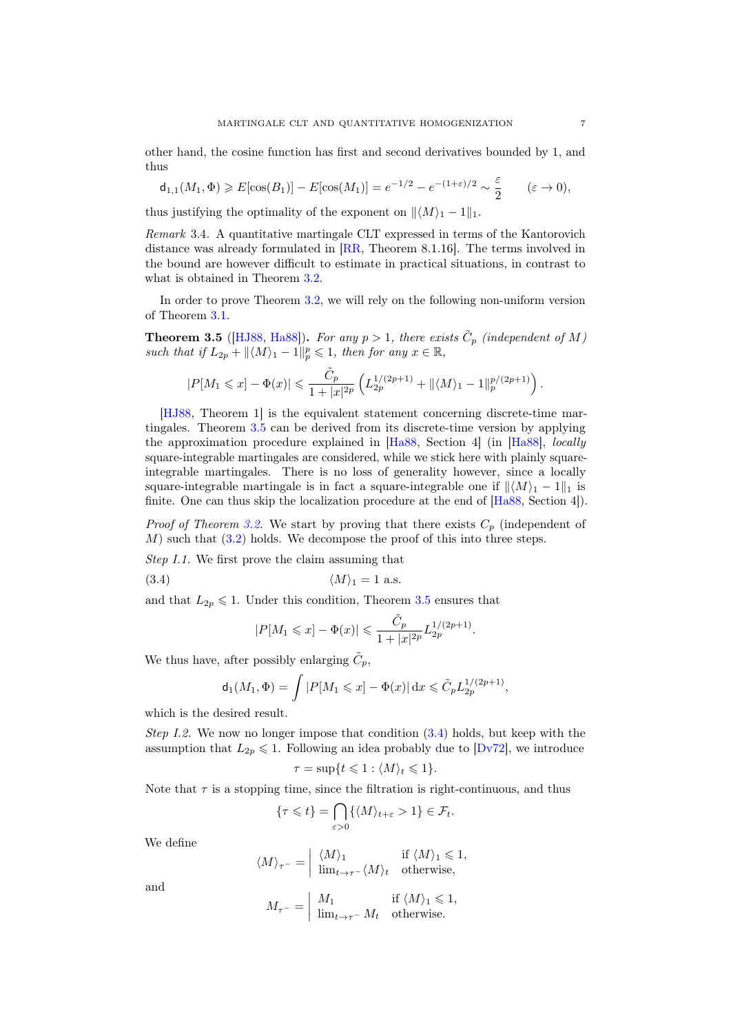other hand, the cosine function has first and second derivatives bounded by 1, and thus

$$\mathsf{d}_{1,1}(M_1,\Phi) \geqslant E[\cos(B_1)] - E[\cos(M_1)] = e^{-1/2} - e^{-(1+\varepsilon)/2} \sim \frac{\varepsilon}{2} \qquad (\varepsilon \to 0),$$

thus justifying the optimality of the exponent on $\|\langle M\rangle_1 - 1\|_1$.

*Remark* 3.4. A quantitative martingale CLT expressed in terms of the Kantorovich distance was already formulated in [RR, Theorem 8.1.16]. The terms involved in the bound are however difficult to estimate in practical situations, in contrast to what is obtained in Theorem 3.2.

In order to prove Theorem 3.2, we will rely on the following non-uniform version of Theorem 3.1.

**Theorem 3.5** ([HJ88, Ha88]). *For any $p > 1$, there exists $\tilde{C}_p$ (independent of $M$) such that if $L_{2p} + \|\langle M\rangle_1 - 1\|_p^p \leqslant 1$, then for any $x \in \mathbb{R}$,*

$$|P[M_1 \leqslant x] - \Phi(x)| \leqslant \frac{\tilde{C}_p}{1+|x|^{2p}} \left( L_{2p}^{1/(2p+1)} + \|\langle M\rangle_1 - 1\|_p^{p/(2p+1)} \right).$$

[HJ88, Theorem 1] is the equivalent statement concerning discrete-time martingales. Theorem 3.5 can be derived from its discrete-time version by applying the approximation procedure explained in [Ha88, Section 4] (in [Ha88], *locally* square-integrable martingales are considered, while we stick here with plainly square-integrable martingales. There is no loss of generality however, since a locally square-integrable martingale is in fact a square-integrable one if $\|\langle M\rangle_1 - 1\|_1$ is finite. One can thus skip the localization procedure at the end of [Ha88, Section 4]).

*Proof of Theorem 3.2.* We start by proving that there exists $C_p$ (independent of $M$) such that (3.2) holds. We decompose the proof of this into three steps.

*Step I.1.* We first prove the claim assuming that

$$\langle M\rangle_1 = 1 \text{ a.s.} \tag{3.4}$$

and that $L_{2p} \leqslant 1$. Under this condition, Theorem 3.5 ensures that

$$|P[M_1 \leqslant x] - \Phi(x)| \leqslant \frac{\tilde{C}_p}{1+|x|^{2p}} L_{2p}^{1/(2p+1)}.$$

We thus have, after possibly enlarging $\tilde{C}_p$,

$$\mathsf{d}_1(M_1,\Phi) = \int |P[M_1 \leqslant x] - \Phi(x)| \, \mathrm{d}x \leqslant \tilde{C}_p L_{2p}^{1/(2p+1)},$$

which is the desired result.

*Step I.2.* We now no longer impose that condition (3.4) holds, but keep with the assumption that $L_{2p} \leqslant 1$. Following an idea probably due to [Dv72], we introduce

$$\tau = \sup\{t \leqslant 1 : \langle M\rangle_t \leqslant 1\}.$$

Note that $\tau$ is a stopping time, since the filtration is right-continuous, and thus

$$\{\tau \leqslant t\} = \bigcap_{\varepsilon > 0} \{\langle M\rangle_{t+\varepsilon} > 1\} \in \mathcal{F}_t.$$

We define

$$\langle M\rangle_{\tau^-} = \begin{cases} \langle M\rangle_1 & \text{if } \langle M\rangle_1 \leqslant 1, \\ \lim_{t\to\tau^-} \langle M\rangle_t & \text{otherwise,} \end{cases}$$

and

$$M_{\tau^-} = \begin{cases} M_1 & \text{if } \langle M\rangle_1 \leqslant 1, \\ \lim_{t\to\tau^-} M_t & \text{otherwise.} \end{cases}$$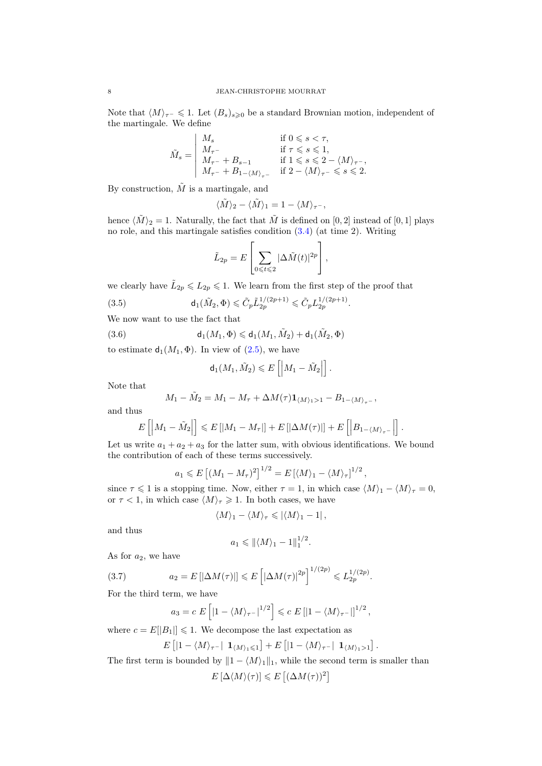Note that $\langle M\rangle_{\tau^-} \leqslant 1$. Let $(B_s)_{s\geqslant 0}$ be a standard Brownian motion, independent of the martingale. We define

$$
\tilde{M}_s = \left| \begin{array}{ll} M_s & \text{if } 0 \leqslant s < \tau, \\ M_{\tau^-} & \text{if } \tau \leqslant s \leqslant 1, \\ M_{\tau^-} + B_{s-1} & \text{if } 1 \leqslant s \leqslant 2 - \langle M\rangle_{\tau^-}, \\ M_{\tau^-} + B_{1-\langle M\rangle_{\tau^-}} & \text{if } 2 - \langle M\rangle_{\tau^-} \leqslant s \leqslant 2. \end{array} \right.
$$

By construction, $\tilde{M}$ is a martingale, and

$$
\langle \tilde{M}\rangle_2 - \langle \tilde{M}\rangle_1 = 1 - \langle M\rangle_{\tau^-},
$$

hence $\langle \tilde{M}\rangle_2 = 1$. Naturally, the fact that $\tilde{M}$ is defined on $[0,2]$ instead of $[0,1]$ plays no role, and this martingale satisfies condition (3.4) (at time 2). Writing

$$
\tilde{L}_{2p} = E\left[\sum_{0\leqslant t\leqslant 2} |\Delta \tilde{M}(t)|^{2p}\right],
$$

we clearly have $\tilde{L}_{2p} \leqslant L_{2p} \leqslant 1$. We learn from the first step of the proof that

$$
\mathsf{d}_1(\tilde{M}_2, \Phi) \leqslant \tilde{C}_p \tilde{L}_{2p}^{1/(2p+1)} \leqslant \tilde{C}_p L_{2p}^{1/(2p+1)}. \tag{3.5}
$$

We now want to use the fact that

$$
\mathsf{d}_1(M_1, \Phi) \leqslant \mathsf{d}_1(M_1, \tilde{M}_2) + \mathsf{d}_1(\tilde{M}_2, \Phi) \tag{3.6}
$$

to estimate $\mathsf{d}_1(M_1, \Phi)$. In view of (2.5), we have

$$
\mathsf{d}_1(M_1, \tilde{M}_2) \leqslant E\left[\left|M_1 - \tilde{M}_2\right|\right].
$$

Note that

$$
M_1 - \tilde{M}_2 = M_1 - M_\tau + \Delta M(\tau)\mathbf{1}_{\langle M\rangle_1 > 1} - B_{1-\langle M\rangle_{\tau^-}},
$$

and thus

$$
E\left[\left|M_1 - \tilde{M}_2\right|\right] \leqslant E\left[|M_1 - M_\tau|\right] + E\left[|\Delta M(\tau)|\right] + E\left[\left|B_{1-\langle M\rangle_{\tau^-}}\right|\right].
$$

Let us write $a_1 + a_2 + a_3$ for the latter sum, with obvious identifications. We bound the contribution of each of these terms successively.

$$
a_1 \leqslant E\left[(M_1 - M_\tau)^2\right]^{1/2} = E\left[\langle M\rangle_1 - \langle M\rangle_\tau\right]^{1/2},
$$

since $\tau \leqslant 1$ is a stopping time. Now, either $\tau = 1$, in which case $\langle M\rangle_1 - \langle M\rangle_\tau = 0$, or $\tau < 1$, in which case $\langle M\rangle_\tau \geqslant 1$. In both cases, we have

$$
\langle M\rangle_1 - \langle M\rangle_\tau \leqslant |\langle M\rangle_1 - 1|,
$$

and thus

$$
a_1 \leqslant \|\langle M\rangle_1 - 1\|_1^{1/2}.
$$

As for $a_2$, we have

$$
a_2 = E\left[|\Delta M(\tau)|\right] \leqslant E\left[|\Delta M(\tau)|^{2p}\right]^{1/(2p)} \leqslant L_{2p}^{1/(2p)}. \tag{3.7}
$$

For the third term, we have

$$
a_3 = c\ E\left[|1 - \langle M\rangle_{\tau^-}|^{1/2}\right] \leqslant c\ E\left[|1 - \langle M\rangle_{\tau^-}|\right]^{1/2},
$$

where $c = E[|B_1|] \leqslant 1$. We decompose the last expectation as

$$
E\left[|1 - \langle M\rangle_{\tau^-}|\ \mathbf{1}_{\langle M\rangle_1 \leqslant 1}\right] + E\left[|1 - \langle M\rangle_{\tau^-}|\ \mathbf{1}_{\langle M\rangle_1 > 1}\right].
$$

The first term is bounded by $\|1 - \langle M\rangle_1\|_1$, while the second term is smaller than

$$
E\left[\Delta\langle M\rangle(\tau)\right] \leqslant E\left[(\Delta M(\tau))^2\right]
$$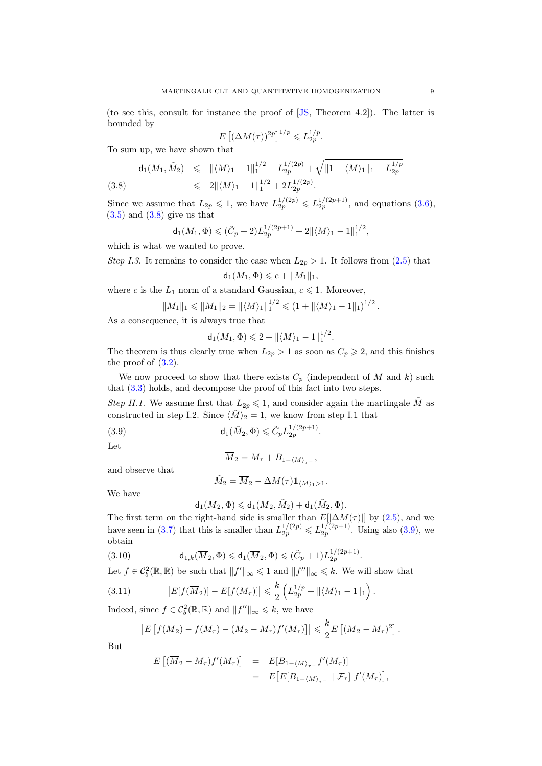(to see this, consult for instance the proof of [JS, Theorem 4.2]). The latter is bounded by

$$E\left[(\Delta M(\tau))^{2p}\right]^{1/p} \leqslant L_{2p}^{1/p}.$$

To sum up, we have shown that

$$\begin{aligned} \mathsf{d}_1(M_1, \tilde{M}_2) &\leqslant \|\langle M\rangle_1 - 1\|_1^{1/2} + L_{2p}^{1/(2p)} + \sqrt{\|1 - \langle M\rangle_1\|_1 + L_{2p}^{1/p}} \\ &\leqslant 2\|\langle M\rangle_1 - 1\|_1^{1/2} + 2L_{2p}^{1/(2p)}. \end{aligned} \tag{3.8}$$

Since we assume that $L_{2p} \leqslant 1$, we have $L_{2p}^{1/(2p)} \leqslant L_{2p}^{1/(2p+1)}$, and equations (3.6), (3.5) and (3.8) give us that

$$\mathsf{d}_1(M_1, \Phi) \leqslant (\tilde{C}_p + 2)L_{2p}^{1/(2p+1)} + 2\|\langle M\rangle_1 - 1\|_1^{1/2},$$

which is what we wanted to prove.

*Step I.3.* It remains to consider the case when $L_{2p} > 1$. It follows from (2.5) that

$$\mathsf{d}_1(M_1, \Phi) \leqslant c + \|M_1\|_1,$$

where $c$ is the $L_1$ norm of a standard Gaussian, $c \leqslant 1$. Moreover,

$$\|M_1\|_1 \leqslant \|M_1\|_2 = \|\langle M\rangle_1\|_1^{1/2} \leqslant (1 + \|\langle M\rangle_1 - 1\|_1)^{1/2}.$$

As a consequence, it is always true that

$$\mathsf{d}_1(M_1, \Phi) \leqslant 2 + \|\langle M\rangle_1 - 1\|_1^{1/2}.$$

The theorem is thus clearly true when $L_{2p} > 1$ as soon as $C_p \geqslant 2$, and this finishes the proof of (3.2).

We now proceed to show that there exists $C_p$ (independent of $M$ and $k$) such that (3.3) holds, and decompose the proof of this fact into two steps.

*Step II.1.* We assume first that $L_{2p} \leqslant 1$, and consider again the martingale $\tilde{M}$ as constructed in step I.2. Since $\langle \tilde{M}\rangle_2 = 1$, we know from step I.1 that

$$\mathsf{d}_1(\tilde{M}_2, \Phi) \leqslant \tilde{C}_p L_{2p}^{1/(2p+1)}. \tag{3.9}$$

Let

$$\overline{M}_2 = M_\tau + B_{1-\langle M\rangle_{\tau^-}},$$

and observe that

$$\tilde{M}_2 = \overline{M}_2 - \Delta M(\tau)\mathbf{1}_{\langle M\rangle_1 > 1}.$$

We have

$$\mathsf{d}_1(\overline{M}_2, \Phi) \leqslant \mathsf{d}_1(\overline{M}_2, \tilde{M}_2) + \mathsf{d}_1(\tilde{M}_2, \Phi).$$

The first term on the right-hand side is smaller than $E[|\Delta M(\tau)|]$ by (2.5), and we have seen in (3.7) that this is smaller than $L_{2p}^{1/(2p)} \leqslant L_{2p}^{1/(2p+1)}$. Using also (3.9), we obtain

$$\mathsf{d}_{1,k}(\overline{M}_2, \Phi) \leqslant \mathsf{d}_1(\overline{M}_2, \Phi) \leqslant (\tilde{C}_p + 1)L_{2p}^{1/(2p+1)}. \tag{3.10}$$

Let $f \in \mathcal{C}_b^2(\mathbb{R}, \mathbb{R})$ be such that $\|f'\|_\infty \leqslant 1$ and $\|f''\|_\infty \leqslant k$. We will show that

$$\left|E[f(\overline{M}_2)] - E[f(M_\tau)]\right| \leqslant \frac{k}{2}\left(L_{2p}^{1/p} + \|\langle M\rangle_1 - 1\|_1\right). \tag{3.11}$$

Indeed, since $f \in \mathcal{C}_b^2(\mathbb{R}, \mathbb{R})$ and $\|f''\|_\infty \leqslant k$, we have

$$\left|E\left[f(\overline{M}_2) - f(M_\tau) - (\overline{M}_2 - M_\tau)f'(M_\tau)\right]\right| \leqslant \frac{k}{2}E\left[(\overline{M}_2 - M_\tau)^2\right].$$

But

$$\begin{aligned} E\left[(\overline{M}_2 - M_\tau)f'(M_\tau)\right] &= E[B_{1-\langle M\rangle_{\tau^-}} f'(M_\tau)] \\ &= E\big[E[B_{1-\langle M\rangle_{\tau^-}} \mid \mathcal{F}_\tau]\ f'(M_\tau)\big], \end{aligned}$$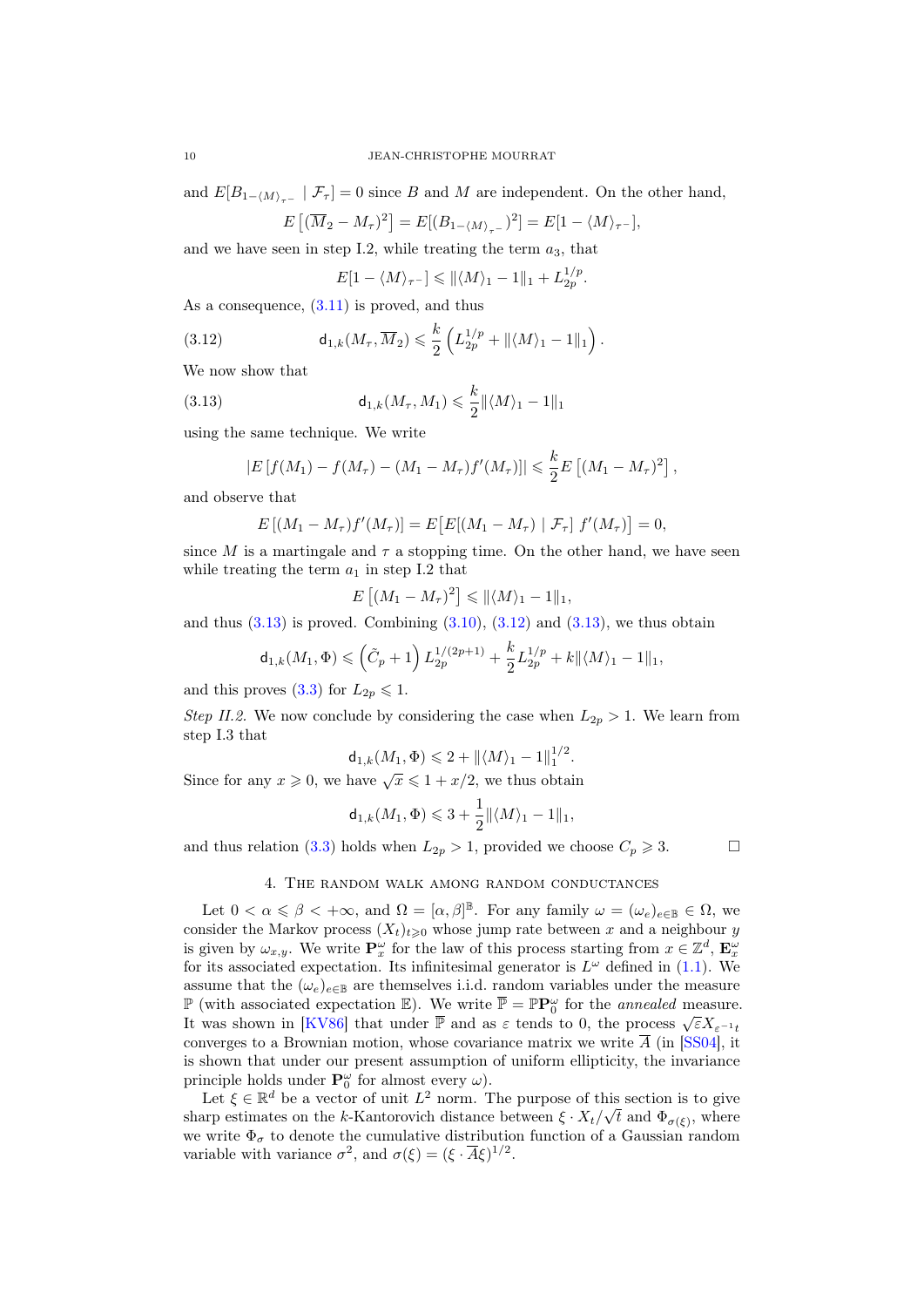and $E[B_{1-\langle M\rangle_{\tau^-}} \mid \mathcal{F}_\tau] = 0$ since $B$ and $M$ are independent. On the other hand,

$$E\left[(\overline{M}_2 - M_\tau)^2\right] = E[(B_{1-\langle M\rangle_{\tau^-}})^2] = E[1 - \langle M\rangle_{\tau^-}],$$

and we have seen in step I.2, while treating the term $a_3$, that

$$E[1 - \langle M\rangle_{\tau^-}] \leqslant \|\langle M\rangle_1 - 1\|_1 + L_{2p}^{1/p}.$$

As a consequence, (3.11) is proved, and thus

$$\mathsf{d}_{1,k}(M_\tau, \overline{M}_2) \leqslant \frac{k}{2}\left(L_{2p}^{1/p} + \|\langle M\rangle_1 - 1\|_1\right). \tag{3.12}$$

We now show that

$$\mathsf{d}_{1,k}(M_\tau, M_1) \leqslant \frac{k}{2}\|\langle M\rangle_1 - 1\|_1 \tag{3.13}$$

using the same technique. We write

$$|E\left[f(M_1) - f(M_\tau) - (M_1 - M_\tau)f'(M_\tau)\right]| \leqslant \frac{k}{2}E\left[(M_1 - M_\tau)^2\right],$$

and observe that

$$E\left[(M_1 - M_\tau)f'(M_\tau)\right] = E\big[E[(M_1 - M_\tau) \mid \mathcal{F}_\tau]\ f'(M_\tau)\big] = 0,$$

since $M$ is a martingale and $\tau$ a stopping time. On the other hand, we have seen while treating the term $a_1$ in step I.2 that

$$E\left[(M_1 - M_\tau)^2\right] \leqslant \|\langle M\rangle_1 - 1\|_1,$$

and thus (3.13) is proved. Combining (3.10), (3.12) and (3.13), we thus obtain

$$\mathsf{d}_{1,k}(M_1, \Phi) \leqslant \left(\tilde{C}_p + 1\right)L_{2p}^{1/(2p+1)} + \frac{k}{2}L_{2p}^{1/p} + k\|\langle M\rangle_1 - 1\|_1,$$

and this proves (3.3) for $L_{2p} \leqslant 1$.

*Step II.2.* We now conclude by considering the case when $L_{2p} > 1$. We learn from step I.3 that

$$\mathsf{d}_{1,k}(M_1, \Phi) \leqslant 2 + \|\langle M\rangle_1 - 1\|_1^{1/2}.$$

Since for any $x \geqslant 0$, we have $\sqrt{x} \leqslant 1 + x/2$, we thus obtain

$$\mathsf{d}_{1,k}(M_1, \Phi) \leqslant 3 + \frac{1}{2}\|\langle M\rangle_1 - 1\|_1,$$

and thus relation (3.3) holds when $L_{2p} > 1$, provided we choose $C_p \geqslant 3$. □

## 4. The random walk among random conductances

Let $0 < \alpha \leqslant \beta < +\infty$, and $\Omega = [\alpha, \beta]^{\mathbb{B}}$. For any family $\omega = (\omega_e)_{e\in\mathbb{B}} \in \Omega$, we consider the Markov process $(X_t)_{t\geqslant 0}$ whose jump rate between $x$ and a neighbour $y$ is given by $\omega_{x,y}$. We write $\mathbf{P}^\omega_x$ for the law of this process starting from $x \in \mathbb{Z}^d$, $\mathbf{E}^\omega_x$ for its associated expectation. Its infinitesimal generator is $L^\omega$ defined in (1.1). We assume that the $(\omega_e)_{e\in\mathbb{B}}$ are themselves i.i.d. random variables under the measure $\mathbb{P}$ (with associated expectation $\mathbb{E}$). We write $\overline{\mathbb{P}} = \mathbb{P}\mathbf{P}^\omega_0$ for the *annealed* measure. It was shown in [KV86] that under $\overline{\mathbb{P}}$ and as $\varepsilon$ tends to 0, the process $\sqrt{\varepsilon}X_{\varepsilon^{-1}t}$ converges to a Brownian motion, whose covariance matrix we write $\overline{A}$ (in [SS04], it is shown that under our present assumption of uniform ellipticity, the invariance principle holds under $\mathbf{P}^\omega_0$ for almost every $\omega$).

Let $\xi \in \mathbb{R}^d$ be a vector of unit $L^2$ norm. The purpose of this section is to give sharp estimates on the $k$-Kantorovich distance between $\xi \cdot X_t/\sqrt{t}$ and $\Phi_{\sigma(\xi)}$, where we write $\Phi_\sigma$ to denote the cumulative distribution function of a Gaussian random variable with variance $\sigma^2$, and $\sigma(\xi) = (\xi \cdot \overline{A}\xi)^{1/2}$.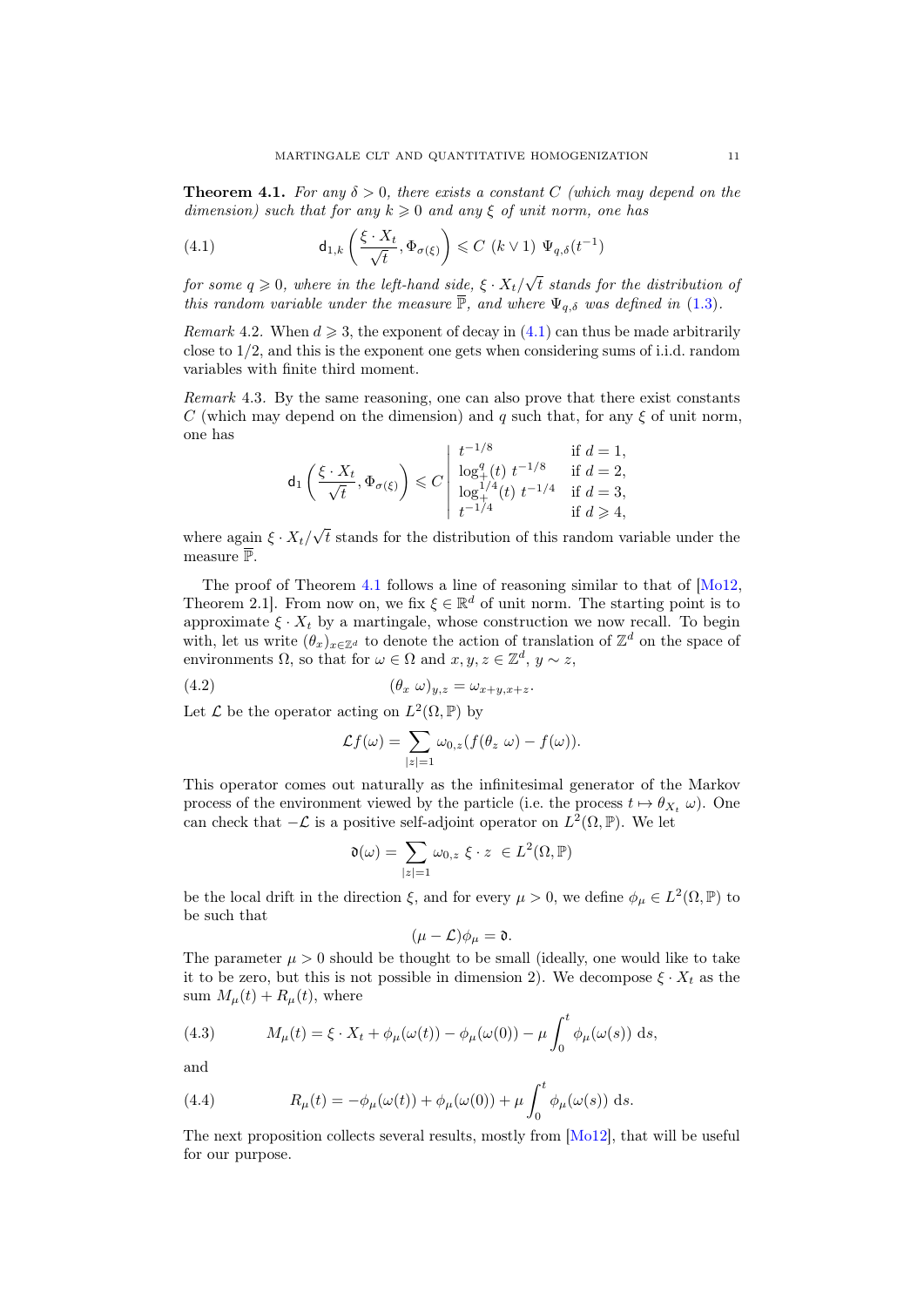**Theorem 4.1.** *For any $\delta > 0$, there exists a constant $C$ (which may depend on the dimension) such that for any $k \geqslant 0$ and any $\xi$ of unit norm, one has*

$$\mathsf{d}_{1,k}\left(\frac{\xi \cdot X_t}{\sqrt{t}}, \Phi_{\sigma(\xi)}\right) \leqslant C\ (k \vee 1)\ \Psi_{q,\delta}(t^{-1}) \tag{4.1}$$

*for some $q \geqslant 0$, where in the left-hand side, $\xi \cdot X_t/\sqrt{t}$ stands for the distribution of this random variable under the measure $\overline{\mathbb{P}}$, and where $\Psi_{q,\delta}$ was defined in (1.3).*

*Remark* 4.2. When $d \geqslant 3$, the exponent of decay in (4.1) can thus be made arbitrarily close to $1/2$, and this is the exponent one gets when considering sums of i.i.d. random variables with finite third moment.

*Remark* 4.3. By the same reasoning, one can also prove that there exist constants $C$ (which may depend on the dimension) and $q$ such that, for any $\xi$ of unit norm, one has

$$\mathsf{d}_1\left(\frac{\xi \cdot X_t}{\sqrt{t}}, \Phi_{\sigma(\xi)}\right) \leqslant C \left| \begin{array}{ll} t^{-1/8} & \text{if } d = 1, \\ \log_+^q(t)\ t^{-1/8} & \text{if } d = 2, \\ \log_+^{1/4}(t)\ t^{-1/4} & \text{if } d = 3, \\ t^{-1/4} & \text{if } d \geqslant 4, \end{array} \right.$$

where again $\xi \cdot X_t/\sqrt{t}$ stands for the distribution of this random variable under the measure $\overline{\mathbb{P}}$.

The proof of Theorem 4.1 follows a line of reasoning similar to that of [Mo12, Theorem 2.1]. From now on, we fix $\xi \in \mathbb{R}^d$ of unit norm. The starting point is to approximate $\xi \cdot X_t$ by a martingale, whose construction we now recall. To begin with, let us write $(\theta_x)_{x \in \mathbb{Z}^d}$ to denote the action of translation of $\mathbb{Z}^d$ on the space of environments $\Omega$, so that for $\omega \in \Omega$ and $x, y, z \in \mathbb{Z}^d$, $y \sim z$,

$$(\theta_x\ \omega)_{y,z} = \omega_{x+y,x+z}. \tag{4.2}$$

Let $\mathcal{L}$ be the operator acting on $L^2(\Omega, \mathbb{P})$ by

$$\mathcal{L}f(\omega) = \sum_{|z|=1} \omega_{0,z}(f(\theta_z\ \omega) - f(\omega)).$$

This operator comes out naturally as the infinitesimal generator of the Markov process of the environment viewed by the particle (i.e. the process $t \mapsto \theta_{X_t}\ \omega$). One can check that $-\mathcal{L}$ is a positive self-adjoint operator on $L^2(\Omega, \mathbb{P})$. We let

$$\mathfrak{d}(\omega) = \sum_{|z|=1} \omega_{0,z}\ \xi \cdot z\ \in L^2(\Omega, \mathbb{P})$$

be the local drift in the direction $\xi$, and for every $\mu > 0$, we define $\phi_\mu \in L^2(\Omega, \mathbb{P})$ to be such that

$$(\mu - \mathcal{L})\phi_\mu = \mathfrak{d}.$$

The parameter $\mu > 0$ should be thought to be small (ideally, one would like to take it to be zero, but this is not possible in dimension 2). We decompose $\xi \cdot X_t$ as the sum $M_\mu(t) + R_\mu(t)$, where

$$M_\mu(t) = \xi \cdot X_t + \phi_\mu(\omega(t)) - \phi_\mu(\omega(0)) - \mu \int_0^t \phi_\mu(\omega(s))\ \mathrm{d}s, \tag{4.3}$$

and

$$R_\mu(t) = -\phi_\mu(\omega(t)) + \phi_\mu(\omega(0)) + \mu \int_0^t \phi_\mu(\omega(s))\ \mathrm{d}s. \tag{4.4}$$

The next proposition collects several results, mostly from [Mo12], that will be useful for our purpose.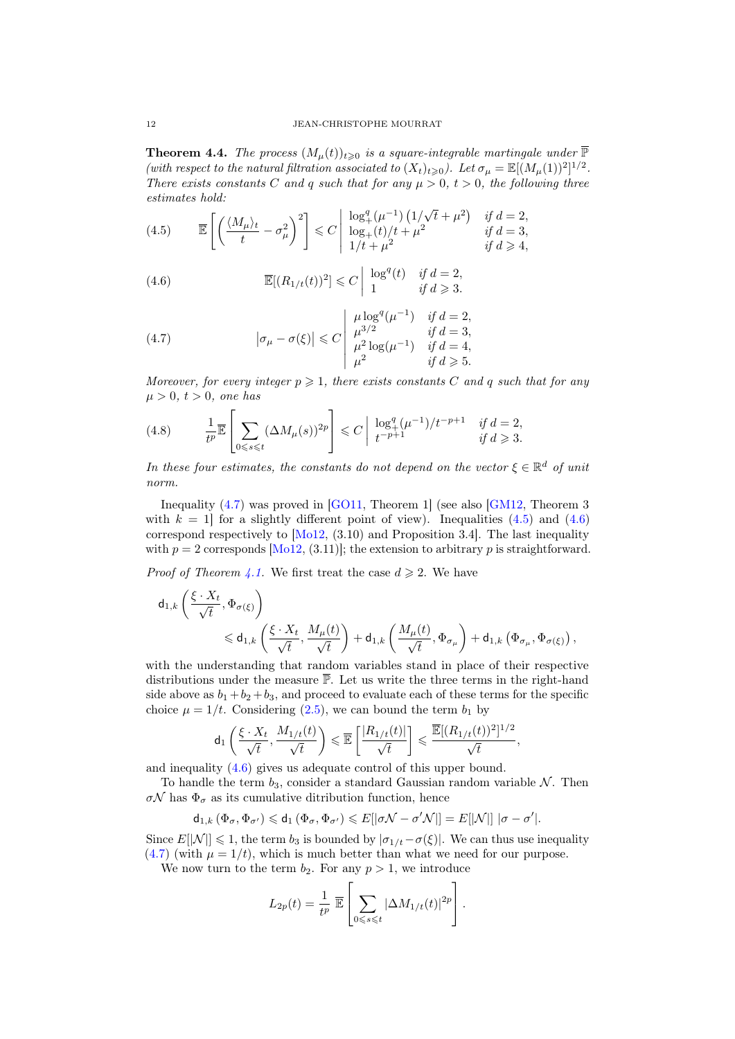**Theorem 4.4.** *The process $(M_\mu(t))_{t\geqslant 0}$ is a square-integrable martingale under $\overline{\mathbb{P}}$ (with respect to the natural filtration associated to $(X_t)_{t\geqslant 0}$). Let $\sigma_\mu = \overline{\mathbb{E}}[(M_\mu(1))^2]^{1/2}$. There exists constants $C$ and $q$ such that for any $\mu > 0$, $t > 0$, the following three estimates hold:*

$$\overline{\mathbb{E}}\left[\left(\frac{\langle M_\mu\rangle_t}{t} - \sigma_\mu^2\right)^2\right] \leqslant C \left| \begin{array}{ll} \log_+^q(\mu^{-1})\left(1/\sqrt{t}+\mu^2\right) & \text{if } d=2, \\ \log_+(t)/t + \mu^2 & \text{if } d=3, \\ 1/t+\mu^2 & \text{if } d\geqslant 4, \end{array}\right. \tag{4.5}$$

$$\overline{\mathbb{E}}[(R_{1/t}(t))^2] \leqslant C \left| \begin{array}{ll} \log^q(t) & \text{if } d=2, \\ 1 & \text{if } d\geqslant 3. \end{array}\right. \tag{4.6}$$

$$\left|\sigma_\mu - \sigma(\xi)\right| \leqslant C \left| \begin{array}{ll} \mu\log^q(\mu^{-1}) & \text{if } d=2, \\ \mu^{3/2} & \text{if } d=3, \\ \mu^2\log(\mu^{-1}) & \text{if } d=4, \\ \mu^2 & \text{if } d\geqslant 5. \end{array}\right. \tag{4.7}$$

*Moreover, for every integer $p \geqslant 1$, there exists constants $C$ and $q$ such that for any $\mu > 0$, $t > 0$, one has*

$$\frac{1}{t^p}\overline{\mathbb{E}}\left[\sum_{0\leqslant s\leqslant t}(\Delta M_\mu(s))^{2p}\right] \leqslant C \left| \begin{array}{ll} \log_+^q(\mu^{-1})/t^{-p+1} & \text{if } d=2, \\ t^{-p+1} & \text{if } d\geqslant 3. \end{array}\right. \tag{4.8}$$

*In these four estimates, the constants do not depend on the vector $\xi \in \mathbb{R}^d$ of unit norm.*

Inequality (4.7) was proved in [GO11, Theorem 1] (see also [GM12, Theorem 3 with $k = 1$] for a slightly different point of view). Inequalities (4.5) and (4.6) correspond respectively to [Mo12, (3.10) and Proposition 3.4]. The last inequality with $p = 2$ corresponds [Mo12, (3.11)]; the extension to arbitrary $p$ is straightforward.

*Proof of Theorem 4.1.* We first treat the case $d \geqslant 2$. We have

$$\mathsf{d}_{1,k}\left(\frac{\xi\cdot X_t}{\sqrt{t}}, \Phi_{\sigma(\xi)}\right) \leqslant \mathsf{d}_{1,k}\left(\frac{\xi\cdot X_t}{\sqrt{t}}, \frac{M_\mu(t)}{\sqrt{t}}\right) + \mathsf{d}_{1,k}\left(\frac{M_\mu(t)}{\sqrt{t}}, \Phi_{\sigma_\mu}\right) + \mathsf{d}_{1,k}\left(\Phi_{\sigma_\mu}, \Phi_{\sigma(\xi)}\right),$$

with the understanding that random variables stand in place of their respective distributions under the measure $\overline{\mathbb{P}}$. Let us write the three terms in the right-hand side above as $b_1 + b_2 + b_3$, and proceed to evaluate each of these terms for the specific choice $\mu = 1/t$. Considering (2.5), we can bound the term $b_1$ by

$$\mathsf{d}_1\left(\frac{\xi\cdot X_t}{\sqrt{t}}, \frac{M_{1/t}(t)}{\sqrt{t}}\right) \leqslant \overline{\mathbb{E}}\left[\frac{|R_{1/t}(t)|}{\sqrt{t}}\right] \leqslant \frac{\overline{\mathbb{E}}[(R_{1/t}(t))^2]^{1/2}}{\sqrt{t}},$$

and inequality (4.6) gives us adequate control of this upper bound.

To handle the term $b_3$, consider a standard Gaussian random variable $\mathcal{N}$. Then $\sigma\mathcal{N}$ has $\Phi_\sigma$ as its cumulative ditribution function, hence

$$\mathsf{d}_{1,k}\left(\Phi_\sigma, \Phi_{\sigma'}\right) \leqslant \mathsf{d}_1\left(\Phi_\sigma, \Phi_{\sigma'}\right) \leqslant E[|\sigma\mathcal{N} - \sigma'\mathcal{N}|] = E[|\mathcal{N}|]\ |\sigma - \sigma'|.$$

Since $E[|\mathcal{N}|] \leqslant 1$, the term $b_3$ is bounded by $|\sigma_{1/t} - \sigma(\xi)|$. We can thus use inequality (4.7) (with $\mu = 1/t$), which is much better than what we need for our purpose.

We now turn to the term $b_2$. For any $p > 1$, we introduce

$$L_{2p}(t) = \frac{1}{t^p}\ \overline{\mathbb{E}}\left[\sum_{0\leqslant s\leqslant t}|\Delta M_{1/t}(t)|^{2p}\right].$$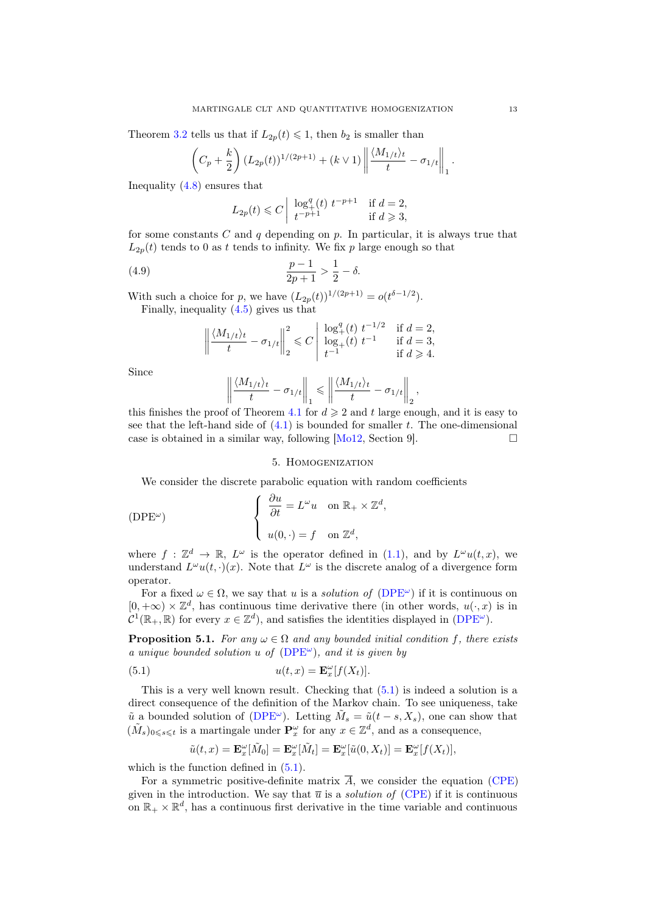Theorem 3.2 tells us that if $L_{2p}(t) \leqslant 1$, then $b_2$ is smaller than

$$\left(C_p + \frac{k}{2}\right) (L_{2p}(t))^{1/(2p+1)} + (k \vee 1) \left\| \frac{\langle M_{1/t} \rangle_t}{t} - \sigma_{1/t} \right\|_1 .$$

Inequality (4.8) ensures that

$$L_{2p}(t) \leqslant C \left| \begin{array}{ll} \log_+^q(t)\ t^{-p+1} & \text{if } d = 2, \\ t^{-p+1} & \text{if } d \geqslant 3, \end{array} \right.$$

for some constants $C$ and $q$ depending on $p$. In particular, it is always true that $L_{2p}(t)$ tends to 0 as $t$ tends to infinity. We fix $p$ large enough so that

$$\frac{p-1}{2p+1} > \frac{1}{2} - \delta. \tag{4.9}$$

With such a choice for $p$, we have $(L_{2p}(t))^{1/(2p+1)} = o(t^{\delta - 1/2})$.

Finally, inequality (4.5) gives us that

$$\left\| \frac{\langle M_{1/t} \rangle_t}{t} - \sigma_{1/t} \right\|_2^2 \leqslant C \left| \begin{array}{ll} \log_+^q(t)\ t^{-1/2} & \text{if } d = 2, \\ \log_+(t)\ t^{-1} & \text{if } d = 3, \\ t^{-1} & \text{if } d \geqslant 4. \end{array} \right.$$

Since

$$\left\| \frac{\langle M_{1/t} \rangle_t}{t} - \sigma_{1/t} \right\|_1 \leqslant \left\| \frac{\langle M_{1/t} \rangle_t}{t} - \sigma_{1/t} \right\|_2 ,$$

this finishes the proof of Theorem 4.1 for $d \geqslant 2$ and $t$ large enough, and it is easy to see that the left-hand side of (4.1) is bounded for smaller $t$. The one-dimensional case is obtained in a similar way, following [Mo12, Section 9]. $\square$

## 5. Homogenization

We consider the discrete parabolic equation with random coefficients

$$(\text{DPE}^\omega) \qquad \left\{ \begin{array}{ll} \dfrac{\partial u}{\partial t} = L^\omega u & \text{on } \mathbb{R}_+ \times \mathbb{Z}^d, \\ \\ u(0, \cdot) = f & \text{on } \mathbb{Z}^d, \end{array} \right.$$

where $f : \mathbb{Z}^d \to \mathbb{R}$, $L^\omega$ is the operator defined in (1.1), and by $L^\omega u(t,x)$, we understand $L^\omega u(t, \cdot)(x)$. Note that $L^\omega$ is the discrete analog of a divergence form operator.

For a fixed $\omega \in \Omega$, we say that $u$ is a *solution of* (DPE$^\omega$) if it is continuous on $[0, +\infty) \times \mathbb{Z}^d$, has continuous time derivative there (in other words, $u(\cdot, x)$ is in $\mathcal{C}^1(\mathbb{R}_+, \mathbb{R})$ for every $x \in \mathbb{Z}^d$), and satisfies the identities displayed in (DPE$^\omega$).

**Proposition 5.1.** *For any $\omega \in \Omega$ and any bounded initial condition $f$, there exists a unique bounded solution $u$ of (DPE$^\omega$), and it is given by*

$$u(t,x) = \mathbf{E}_x^\omega [f(X_t)]. \tag{5.1}$$

This is a very well known result. Checking that (5.1) is indeed a solution is a direct consequence of the definition of the Markov chain. To see uniqueness, take $\tilde{u}$ a bounded solution of (DPE$^\omega$). Letting $\tilde{M}_s = \tilde{u}(t-s, X_s)$, one can show that $(\tilde{M}_s)_{0 \leqslant s \leqslant t}$ is a martingale under $\mathbf{P}_x^\omega$ for any $x \in \mathbb{Z}^d$, and as a consequence,

$$\tilde{u}(t,x) = \mathbf{E}_x^\omega[\tilde{M}_0] = \mathbf{E}_x^\omega[\tilde{M}_t] = \mathbf{E}_x^\omega[\tilde{u}(0, X_t)] = \mathbf{E}_x^\omega[f(X_t)],$$

which is the function defined in (5.1).

For a symmetric positive-definite matrix $\overline{A}$, we consider the equation (CPE) given in the introduction. We say that $\overline{u}$ is a *solution of* (CPE) if it is continuous on $\mathbb{R}_+ \times \mathbb{R}^d$, has a continuous first derivative in the time variable and continuous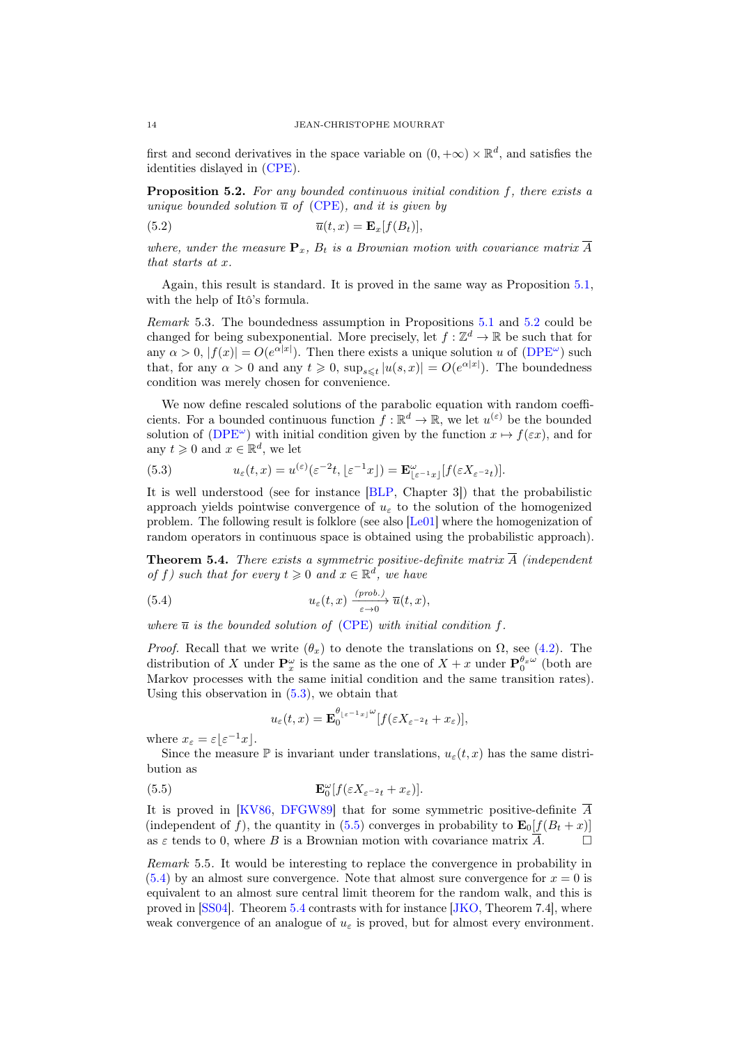first and second derivatives in the space variable on $(0,+\infty) \times \mathbb{R}^d$, and satisfies the identities dislayed in (CPE).

**Proposition 5.2.** *For any bounded continuous initial condition $f$, there exists a unique bounded solution $\overline{u}$ of (CPE), and it is given by*

$$\overline{u}(t,x) = \mathbf{E}_x[f(B_t)], \tag{5.2}$$

*where, under the measure $\mathbf{P}_x$, $B_t$ is a Brownian motion with covariance matrix $\overline{A}$ that starts at $x$.*

Again, this result is standard. It is proved in the same way as Proposition 5.1, with the help of Itô's formula.

*Remark* 5.3. The boundedness assumption in Propositions 5.1 and 5.2 could be changed for being subexponential. More precisely, let $f : \mathbb{Z}^d \to \mathbb{R}$ be such that for any $\alpha > 0$, $|f(x)| = O(e^{\alpha|x|})$. Then there exists a unique solution $u$ of (DPE$^\omega$) such that, for any $\alpha > 0$ and any $t \geqslant 0$, $\sup_{s \leqslant t} |u(s,x)| = O(e^{\alpha|x|})$. The boundedness condition was merely chosen for convenience.

We now define rescaled solutions of the parabolic equation with random coefficients. For a bounded continuous function $f : \mathbb{R}^d \to \mathbb{R}$, we let $u^{(\varepsilon)}$ be the bounded solution of (DPE$^\omega$) with initial condition given by the function $x \mapsto f(\varepsilon x)$, and for any $t \geqslant 0$ and $x \in \mathbb{R}^d$, we let

$$u_\varepsilon(t,x) = u^{(\varepsilon)}(\varepsilon^{-2}t, \lfloor \varepsilon^{-1}x \rfloor) = \mathbf{E}^\omega_{\lfloor \varepsilon^{-1}x \rfloor}[f(\varepsilon X_{\varepsilon^{-2}t})]. \tag{5.3}$$

It is well understood (see for instance [BLP, Chapter 3]) that the probabilistic approach yields pointwise convergence of $u_\varepsilon$ to the solution of the homogenized problem. The following result is folklore (see also [Le01] where the homogenization of random operators in continuous space is obtained using the probabilistic approach).

**Theorem 5.4.** *There exists a symmetric positive-definite matrix $\overline{A}$ (independent of $f$) such that for every $t \geqslant 0$ and $x \in \mathbb{R}^d$, we have*

$$u_\varepsilon(t,x) \xrightarrow[\varepsilon \to 0]{(prob.)} \overline{u}(t,x), \tag{5.4}$$

*where $\overline{u}$ is the bounded solution of (CPE) with initial condition $f$.*

*Proof.* Recall that we write $(\theta_x)$ to denote the translations on $\Omega$, see (4.2). The distribution of $X$ under $\mathbf{P}^\omega_x$ is the same as the one of $X + x$ under $\mathbf{P}^{\theta_x \omega}_0$ (both are Markov processes with the same initial condition and the same transition rates). Using this observation in (5.3), we obtain that

$$u_\varepsilon(t,x) = \mathbf{E}_0^{\theta_{\lfloor \varepsilon^{-1}x \rfloor}\omega}[f(\varepsilon X_{\varepsilon^{-2}t} + x_\varepsilon)],$$

where $x_\varepsilon = \varepsilon \lfloor \varepsilon^{-1} x \rfloor$.

Since the measure $\mathbb{P}$ is invariant under translations, $u_\varepsilon(t,x)$ has the same distribution as

$$\mathbf{E}^\omega_0[f(\varepsilon X_{\varepsilon^{-2}t} + x_\varepsilon)]. \tag{5.5}$$

It is proved in [KV86, DFGW89] that for some symmetric positive-definite $\overline{A}$ (independent of $f$), the quantity in (5.5) converges in probability to $\mathbf{E}_0[f(B_t + x)]$ as $\varepsilon$ tends to 0, where $B$ is a Brownian motion with covariance matrix $\overline{A}$. $\square$

*Remark* 5.5. It would be interesting to replace the convergence in probability in (5.4) by an almost sure convergence. Note that almost sure convergence for $x = 0$ is equivalent to an almost sure central limit theorem for the random walk, and this is proved in [SS04]. Theorem 5.4 contrasts with for instance [JKO, Theorem 7.4], where weak convergence of an analogue of $u_\varepsilon$ is proved, but for almost every environment.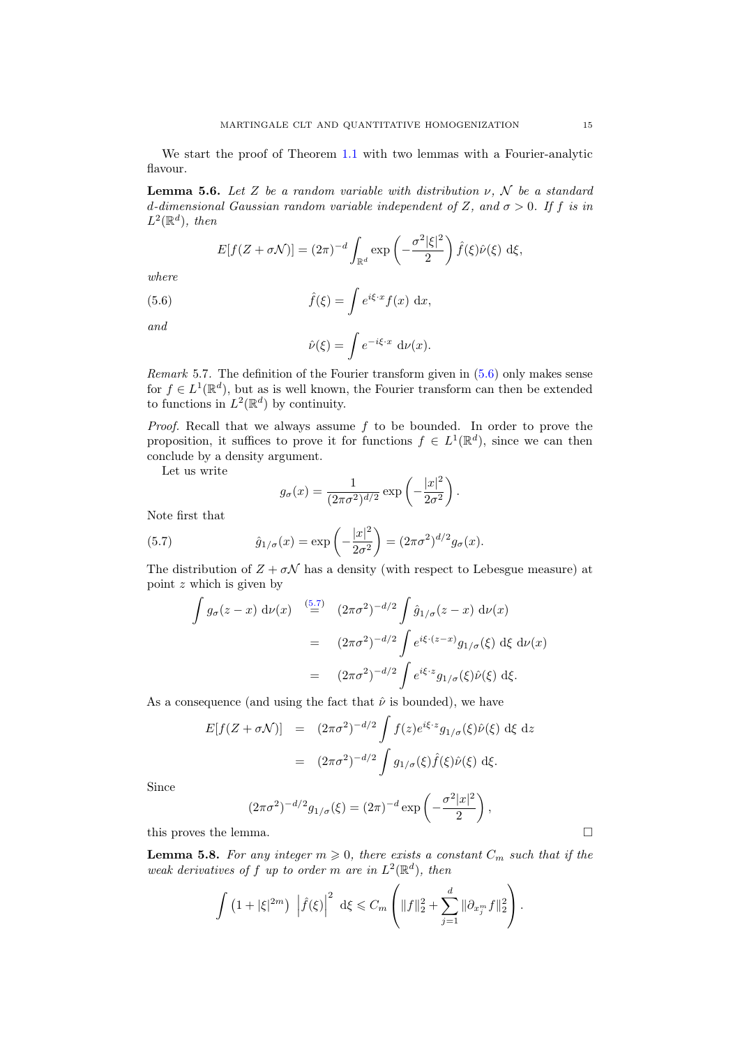We start the proof of Theorem 1.1 with two lemmas with a Fourier-analytic flavour.

**Lemma 5.6.** *Let $Z$ be a random variable with distribution $\nu$, $\mathcal{N}$ be a standard $d$-dimensional Gaussian random variable independent of $Z$, and $\sigma > 0$. If $f$ is in $L^2(\mathbb{R}^d)$, then*

$$E[f(Z + \sigma\mathcal{N})] = (2\pi)^{-d} \int_{\mathbb{R}^d} \exp\left(-\frac{\sigma^2|\xi|^2}{2}\right) \hat{f}(\xi)\hat{\nu}(\xi) \ \mathrm{d}\xi,$$

*where*

$$\hat{f}(\xi) = \int e^{i\xi\cdot x} f(x) \ \mathrm{d}x, \tag{5.6}$$

*and*

$$\hat{\nu}(\xi) = \int e^{-i\xi\cdot x} \ \mathrm{d}\nu(x).$$

*Remark* 5.7. The definition of the Fourier transform given in (5.6) only makes sense for $f \in L^1(\mathbb{R}^d)$, but as is well known, the Fourier transform can then be extended to functions in $L^2(\mathbb{R}^d)$ by continuity.

*Proof.* Recall that we always assume $f$ to be bounded. In order to prove the proposition, it suffices to prove it for functions $f \in L^1(\mathbb{R}^d)$, since we can then conclude by a density argument.

Let us write

$$g_\sigma(x) = \frac{1}{(2\pi\sigma^2)^{d/2}} \exp\left(-\frac{|x|^2}{2\sigma^2}\right).$$

Note first that

$$\hat{g}_{1/\sigma}(x) = \exp\left(-\frac{|x|^2}{2\sigma^2}\right) = (2\pi\sigma^2)^{d/2} g_\sigma(x). \tag{5.7}$$

The distribution of $Z + \sigma\mathcal{N}$ has a density (with respect to Lebesgue measure) at point $z$ which is given by

$$\begin{aligned}
\int g_\sigma(z-x) \ \mathrm{d}\nu(x) &\overset{(5.7)}{=} (2\pi\sigma^2)^{-d/2} \int \hat{g}_{1/\sigma}(z-x) \ \mathrm{d}\nu(x) \\
&= (2\pi\sigma^2)^{-d/2} \int e^{i\xi\cdot(z-x)} g_{1/\sigma}(\xi) \ \mathrm{d}\xi \ \mathrm{d}\nu(x) \\
&= (2\pi\sigma^2)^{-d/2} \int e^{i\xi\cdot z} g_{1/\sigma}(\xi)\hat{\nu}(\xi) \ \mathrm{d}\xi.
\end{aligned}$$

As a consequence (and using the fact that $\hat{\nu}$ is bounded), we have

$$\begin{aligned}
E[f(Z+\sigma\mathcal{N})] &= (2\pi\sigma^2)^{-d/2} \int f(z) e^{i\xi\cdot z} g_{1/\sigma}(\xi)\hat{\nu}(\xi) \ \mathrm{d}\xi \ \mathrm{d}z \\
&= (2\pi\sigma^2)^{-d/2} \int g_{1/\sigma}(\xi)\hat{f}(\xi)\hat{\nu}(\xi) \ \mathrm{d}\xi.
\end{aligned}$$

Since

$$(2\pi\sigma^2)^{-d/2} g_{1/\sigma}(\xi) = (2\pi)^{-d} \exp\left(-\frac{\sigma^2|x|^2}{2}\right),$$

this proves the lemma. $\square$

**Lemma 5.8.** *For any integer $m \geqslant 0$, there exists a constant $C_m$ such that if the weak derivatives of $f$ up to order $m$ are in $L^2(\mathbb{R}^d)$, then*

$$\int \left(1 + |\xi|^{2m}\right) \left|\hat{f}(\xi)\right|^2 \ \mathrm{d}\xi \leqslant C_m \left( \|f\|_2^2 + \sum_{j=1}^{d} \|\partial_{x_j^m} f\|_2^2 \right).$$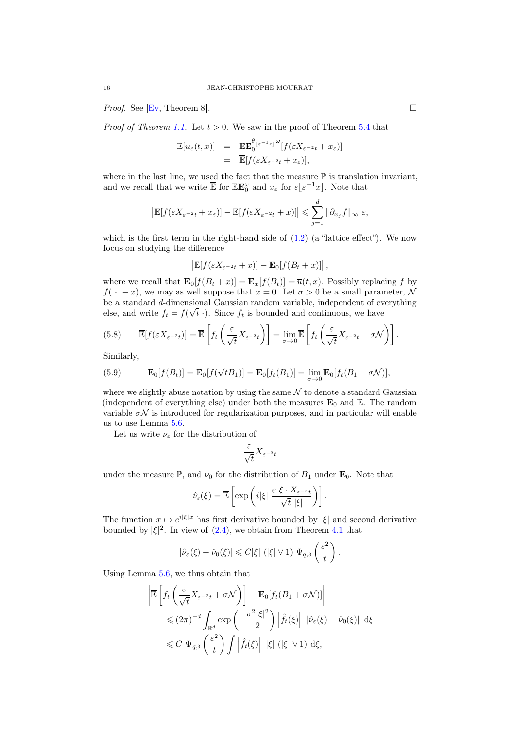*Proof.* See [Ev, Theorem 8]. □

*Proof of Theorem 1.1.* Let $t > 0$. We saw in the proof of Theorem 5.4 that

$$\begin{aligned}
\mathbb{E}[u_\varepsilon(t,x)] &= \mathbb{E}\mathbf{E}_0^{\theta_{\lfloor \varepsilon^{-1} x\rfloor}\omega}[f(\varepsilon X_{\varepsilon^{-2}t} + x_\varepsilon)] \\
&= \overline{\mathbb{E}}[f(\varepsilon X_{\varepsilon^{-2}t} + x_\varepsilon)],
\end{aligned}$$

where in the last line, we used the fact that the measure $\mathbb{P}$ is translation invariant, and we recall that we write $\overline{\mathbb{E}}$ for $\mathbb{E}\mathbf{E}_0^\omega$ and $x_\varepsilon$ for $\varepsilon\lfloor \varepsilon^{-1} x\rfloor$. Note that

$$\left|\overline{\mathbb{E}}[f(\varepsilon X_{\varepsilon^{-2}t} + x_\varepsilon)] - \overline{\mathbb{E}}[f(\varepsilon X_{\varepsilon^{-2}t} + x)]\right| \leqslant \sum_{j=1}^d \|\partial_{x_j} f\|_\infty \ \varepsilon,$$

which is the first term in the right-hand side of (1.2) (a "lattice effect"). We now focus on studying the difference

$$\left|\overline{\mathbb{E}}[f(\varepsilon X_{\varepsilon^{-2}t} + x)] - \mathbf{E}_0[f(B_t + x)]\right|,$$

where we recall that $\mathbf{E}_0[f(B_t + x)] = \mathbf{E}_x[f(B_t)] = \overline{u}(t,x)$. Possibly replacing $f$ by $f(\,\cdot\, + x)$, we may as well suppose that $x = 0$. Let $\sigma > 0$ be a small parameter, $\mathcal{N}$ be a standard $d$-dimensional Gaussian random variable, independent of everything else, and write $f_t = f(\sqrt{t}\,\cdot)$. Since $f_t$ is bounded and continuous, we have

$$\overline{\mathbb{E}}[f(\varepsilon X_{\varepsilon^{-2}t})] = \overline{\mathbb{E}}\left[f_t\left(\frac{\varepsilon}{\sqrt{t}} X_{\varepsilon^{-2}t}\right)\right] = \lim_{\sigma\to 0} \overline{\mathbb{E}}\left[f_t\left(\frac{\varepsilon}{\sqrt{t}} X_{\varepsilon^{-2}t} + \sigma\mathcal{N}\right)\right]. \tag{5.8}$$

Similarly,

$$\mathbf{E}_0[f(B_t)] = \mathbf{E}_0[f(\sqrt{t}B_1)] = \mathbf{E}_0[f_t(B_1)] = \lim_{\sigma\to 0} \mathbf{E}_0[f_t(B_1 + \sigma\mathcal{N})], \tag{5.9}$$

where we slightly abuse notation by using the same $\mathcal{N}$ to denote a standard Gaussian (independent of everything else) under both the measures $\mathbf{E}_0$ and $\overline{\mathbb{E}}$. The random variable $\sigma\mathcal{N}$ is introduced for regularization purposes, and in particular will enable us to use Lemma 5.6.

Let us write $\nu_\varepsilon$ for the distribution of

$$\frac{\varepsilon}{\sqrt{t}} X_{\varepsilon^{-2}t}$$

under the measure $\overline{\mathbb{P}}$, and $\nu_0$ for the distribution of $B_1$ under $\mathbf{E}_0$. Note that

$$\hat{\nu}_\varepsilon(\xi) = \overline{\mathbb{E}}\left[\exp\left(i|\xi|\ \frac{\varepsilon\ \xi\cdot X_{\varepsilon^{-2}t}}{\sqrt{t}\ |\xi|}\right)\right].$$

The function $x \mapsto e^{i|\xi|x}$ has first derivative bounded by $|\xi|$ and second derivative bounded by $|\xi|^2$. In view of (2.4), we obtain from Theorem 4.1 that

$$|\hat{\nu}_\varepsilon(\xi) - \hat{\nu}_0(\xi)| \leqslant C|\xi|\ (|\xi| \vee 1)\ \Psi_{q,\delta}\left(\frac{\varepsilon^2}{t}\right).$$

Using Lemma 5.6, we thus obtain that

$$\begin{aligned}
&\left|\overline{\mathbb{E}}\left[f_t\left(\frac{\varepsilon}{\sqrt{t}} X_{\varepsilon^{-2}t} + \sigma\mathcal{N}\right)\right] - \mathbf{E}_0[f_t(B_1 + \sigma\mathcal{N})]\right| \\
&\qquad \leqslant (2\pi)^{-d} \int_{\mathbb{R}^d} \exp\left(-\frac{\sigma^2|\xi|^2}{2}\right) \left|\hat{f}_t(\xi)\right|\ |\hat{\nu}_\varepsilon(\xi) - \hat{\nu}_0(\xi)|\ \mathrm{d}\xi \\
&\qquad \leqslant C\ \Psi_{q,\delta}\left(\frac{\varepsilon^2}{t}\right) \int \left|\hat{f}_t(\xi)\right|\ |\xi|\ (|\xi| \vee 1)\ \mathrm{d}\xi,
\end{aligned}$$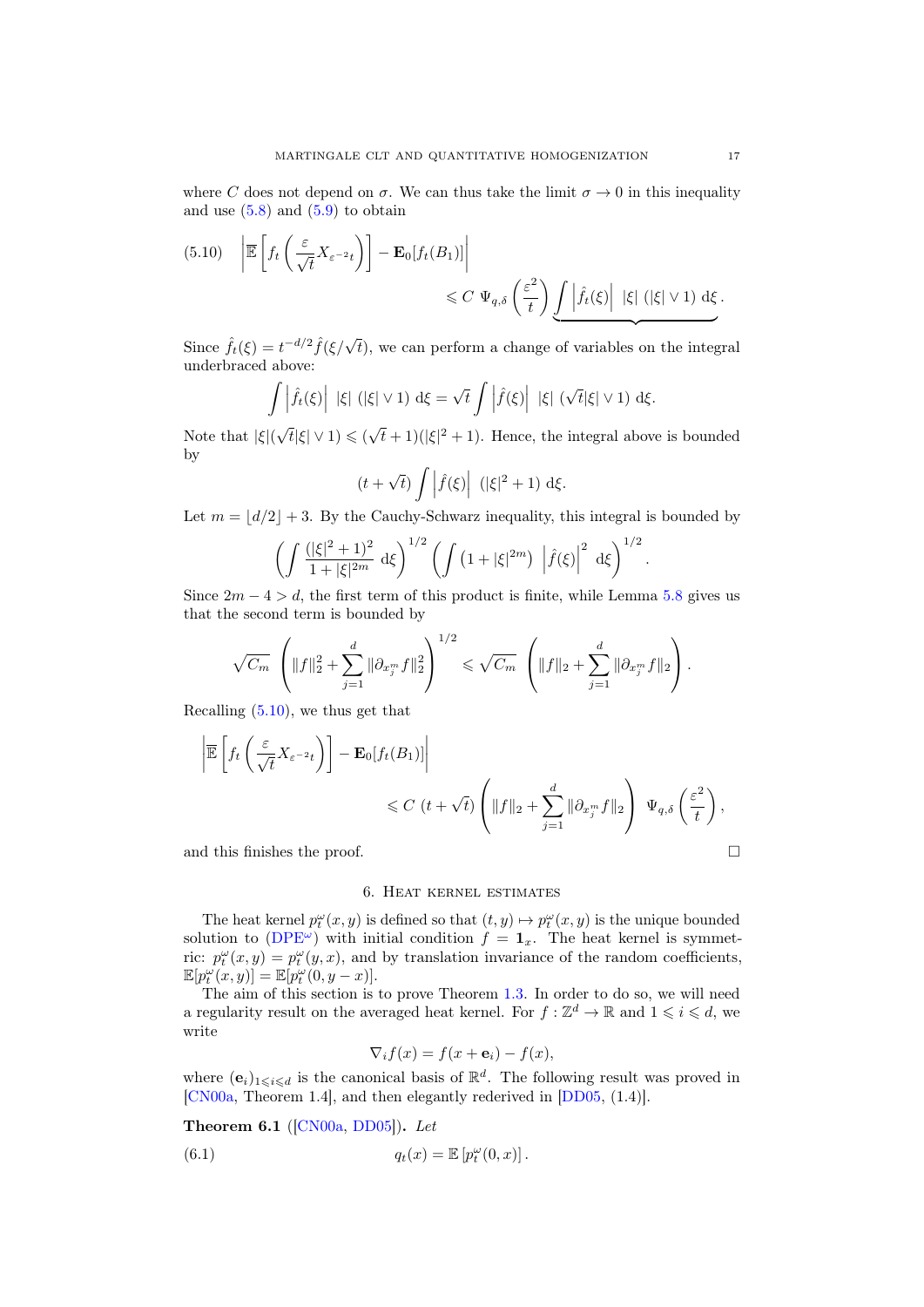where $C$ does not depend on $\sigma$. We can thus take the limit $\sigma \to 0$ in this inequality and use (5.8) and (5.9) to obtain

$$\left| \overline{\mathbb{E}}\left[ f_t\left(\frac{\varepsilon}{\sqrt{t}} X_{\varepsilon^{-2}t}\right)\right] - \mathbf{E}_0[f_t(B_1)] \right| \leqslant C\ \Psi_{q,\delta}\left(\frac{\varepsilon^2}{t}\right) \underbrace{\int \left|\hat{f}_t(\xi)\right|\ |\xi|\ (|\xi| \vee 1)\ \mathrm{d}\xi}. \tag{5.10}$$

Since $\hat{f}_t(\xi) = t^{-d/2}\hat{f}(\xi/\sqrt{t})$, we can perform a change of variables on the integral underbraced above:

$$\int \left|\hat{f}_t(\xi)\right|\ |\xi|\ (|\xi| \vee 1)\ \mathrm{d}\xi = \sqrt{t} \int \left|\hat{f}(\xi)\right|\ |\xi|\ (\sqrt{t}|\xi| \vee 1)\ \mathrm{d}\xi.$$

Note that $|\xi|(\sqrt{t}|\xi| \vee 1) \leqslant (\sqrt{t}+1)(|\xi|^2+1)$. Hence, the integral above is bounded by

$$(t+\sqrt{t}) \int \left|\hat{f}(\xi)\right|\ (|\xi|^2+1)\ \mathrm{d}\xi.$$

Let $m = \lfloor d/2 \rfloor + 3$. By the Cauchy-Schwarz inequality, this integral is bounded by

$$\left( \int \frac{(|\xi|^2+1)^2}{1+|\xi|^{2m}}\ \mathrm{d}\xi \right)^{1/2} \left( \int \left(1+|\xi|^{2m}\right)\ \left|\hat{f}(\xi)\right|^2\ \mathrm{d}\xi \right)^{1/2}.$$

Since $2m-4 > d$, the first term of this product is finite, while Lemma 5.8 gives us that the second term is bounded by

$$\sqrt{C_m}\ \left( \|f\|_2^2 + \sum_{j=1}^d \|\partial_{x_j^m} f\|_2^2 \right)^{1/2} \leqslant \sqrt{C_m}\ \left( \|f\|_2 + \sum_{j=1}^d \|\partial_{x_j^m} f\|_2 \right).$$

Recalling (5.10), we thus get that

$$\left| \overline{\mathbb{E}}\left[ f_t\left(\frac{\varepsilon}{\sqrt{t}} X_{\varepsilon^{-2}t}\right)\right] - \mathbf{E}_0[f_t(B_1)] \right| \leqslant C\ (t+\sqrt{t}) \left( \|f\|_2 + \sum_{j=1}^d \|\partial_{x_j^m} f\|_2 \right)\ \Psi_{q,\delta}\left(\frac{\varepsilon^2}{t}\right),$$

and this finishes the proof. □

## 6. Heat kernel estimates

The heat kernel $p_t^\omega(x,y)$ is defined so that $(t,y) \mapsto p_t^\omega(x,y)$ is the unique bounded solution to (DPE$^\omega$) with initial condition $f = \mathbf{1}_x$. The heat kernel is symmetric: $p_t^\omega(x,y) = p_t^\omega(y,x)$, and by translation invariance of the random coefficients, $\mathbb{E}[p_t^\omega(x,y)] = \mathbb{E}[p_t^\omega(0,y-x)]$.

The aim of this section is to prove Theorem 1.3. In order to do so, we will need a regularity result on the averaged heat kernel. For $f : \mathbb{Z}^d \to \mathbb{R}$ and $1 \leqslant i \leqslant d$, we write

$$\nabla_i f(x) = f(x+\mathbf{e}_i) - f(x),$$

where $(\mathbf{e}_i)_{1 \leqslant i \leqslant d}$ is the canonical basis of $\mathbb{R}^d$. The following result was proved in [CN00a, Theorem 1.4], and then elegantly rederived in [DD05, (1.4)].

**Theorem 6.1** ([CN00a, DD05]). *Let*

$$q_t(x) = \mathbb{E}\left[p_t^\omega(0,x)\right]. \tag{6.1}$$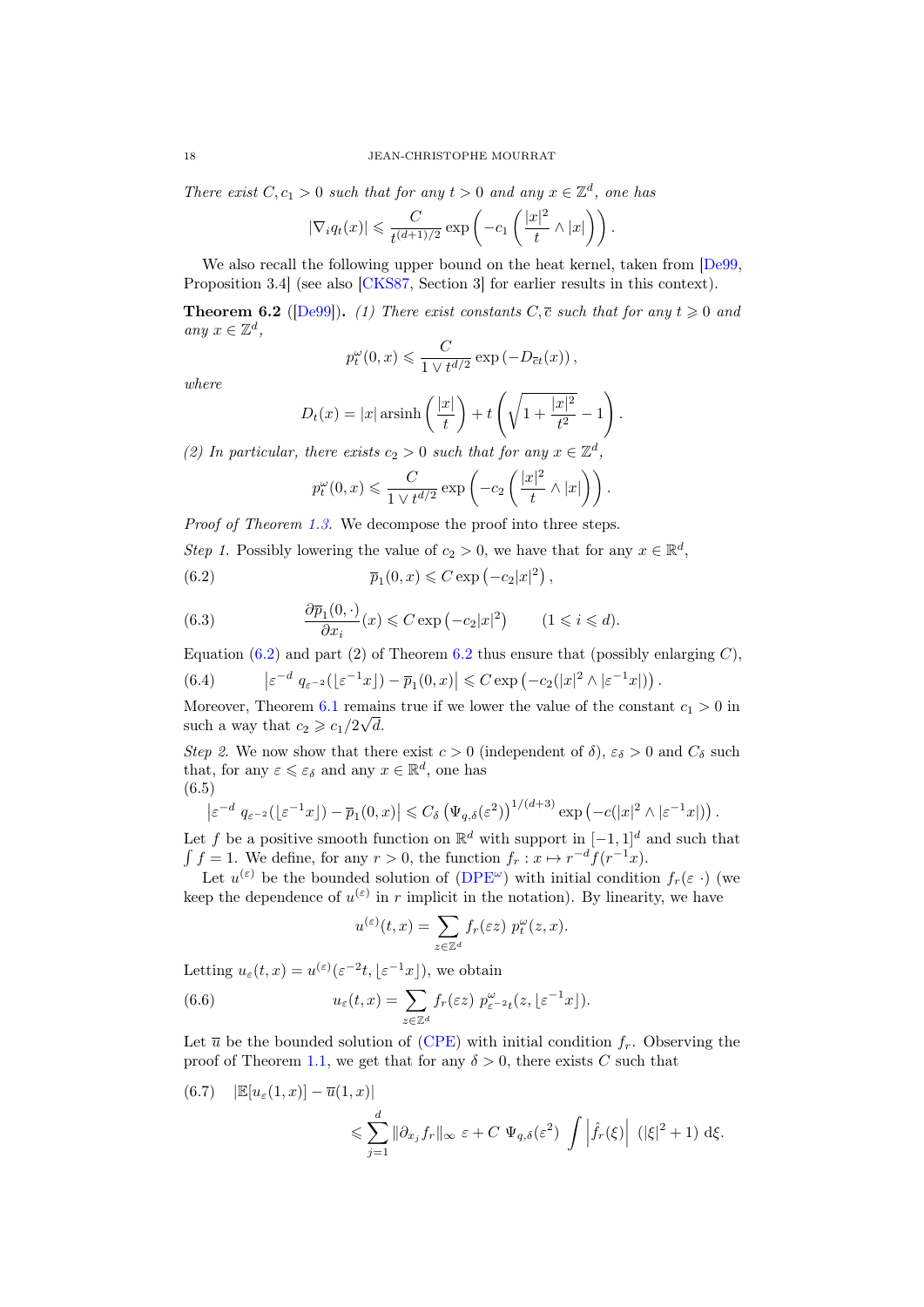*There exist $C, c_1 > 0$ such that for any $t > 0$ and any $x \in \mathbb{Z}^d$, one has*

$$|\nabla_i q_t(x)| \leqslant \frac{C}{t^{(d+1)/2}} \exp\left(-c_1 \left(\frac{|x|^2}{t} \wedge |x|\right)\right).$$

We also recall the following upper bound on the heat kernel, taken from [De99, Proposition 3.4] (see also [CKS87, Section 3] for earlier results in this context).

**Theorem 6.2** ([De99]). *(1) There exist constants $C, \overline{c}$ such that for any $t \geqslant 0$ and any $x \in \mathbb{Z}^d$,*

$$p^\omega_t(0,x) \leqslant \frac{C}{1 \vee t^{d/2}} \exp\left(-D_{\overline{c}t}(x)\right),$$

*where*

$$D_t(x) = |x| \operatorname{arsinh}\left(\frac{|x|}{t}\right) + t\left(\sqrt{1 + \frac{|x|^2}{t^2}} - 1\right).$$

*(2) In particular, there exists $c_2 > 0$ such that for any $x \in \mathbb{Z}^d$,*

$$p^\omega_t(0,x) \leqslant \frac{C}{1 \vee t^{d/2}} \exp\left(-c_2 \left(\frac{|x|^2}{t} \wedge |x|\right)\right).$$

*Proof of Theorem 1.3.* We decompose the proof into three steps.

*Step 1.* Possibly lowering the value of $c_2 > 0$, we have that for any $x \in \mathbb{R}^d$,

$$\overline{p}_1(0,x) \leqslant C \exp\left(-c_2|x|^2\right), \tag{6.2}$$

$$\frac{\partial \overline{p}_1(0,\cdot)}{\partial x_i}(x) \leqslant C \exp\left(-c_2|x|^2\right) \qquad (1 \leqslant i \leqslant d). \tag{6.3}$$

Equation (6.2) and part (2) of Theorem 6.2 thus ensure that (possibly enlarging $C$),

$$\left|\varepsilon^{-d}\, q_{\varepsilon^{-2}}(\lfloor \varepsilon^{-1}x \rfloor) - \overline{p}_1(0,x)\right| \leqslant C \exp\left(-c_2(|x|^2 \wedge |\varepsilon^{-1}x|)\right). \tag{6.4}$$

Moreover, Theorem 6.1 remains true if we lower the value of the constant $c_1 > 0$ in such a way that $c_2 \geqslant c_1/2\sqrt{d}$.

*Step 2.* We now show that there exist $c > 0$ (independent of $\delta$), $\varepsilon_\delta > 0$ and $C_\delta$ such that, for any $\varepsilon \leqslant \varepsilon_\delta$ and any $x \in \mathbb{R}^d$, one has

$$\left|\varepsilon^{-d}\, q_{\varepsilon^{-2}}(\lfloor \varepsilon^{-1}x \rfloor) - \overline{p}_1(0,x)\right| \leqslant C_\delta \left(\Psi_{q,\delta}(\varepsilon^2)\right)^{1/(d+3)} \exp\left(-c(|x|^2 \wedge |\varepsilon^{-1}x|)\right). \tag{6.5}$$

Let $f$ be a positive smooth function on $\mathbb{R}^d$ with support in $[-1,1]^d$ and such that $\int f = 1$. We define, for any $r > 0$, the function $f_r : x \mapsto r^{-d} f(r^{-1}x)$.

Let $u^{(\varepsilon)}$ be the bounded solution of (DPE$^\omega$) with initial condition $f_r(\varepsilon\, \cdot)$ (we keep the dependence of $u^{(\varepsilon)}$ in $r$ implicit in the notation). By linearity, we have

$$u^{(\varepsilon)}(t,x) = \sum_{z \in \mathbb{Z}^d} f_r(\varepsilon z)\; p^\omega_t(z,x).$$

Letting $u_\varepsilon(t,x) = u^{(\varepsilon)}(\varepsilon^{-2}t, \lfloor \varepsilon^{-1}x \rfloor)$, we obtain

$$u_\varepsilon(t,x) = \sum_{z \in \mathbb{Z}^d} f_r(\varepsilon z)\; p^\omega_{\varepsilon^{-2}t}(z, \lfloor \varepsilon^{-1}x \rfloor). \tag{6.6}$$

Let $\overline{u}$ be the bounded solution of (CPE) with initial condition $f_r$. Observing the proof of Theorem 1.1, we get that for any $\delta > 0$, there exists $C$ such that

$$|\mathbb{E}[u_\varepsilon(1,x)] - \overline{u}(1,x)| \leqslant \sum_{j=1}^d \|\partial_{x_j} f_r\|_\infty\; \varepsilon + C\; \Psi_{q,\delta}(\varepsilon^2) \int \left|\hat{f}_r(\xi)\right| \; (|\xi|^2 + 1)\; \mathrm{d}\xi. \tag{6.7}$$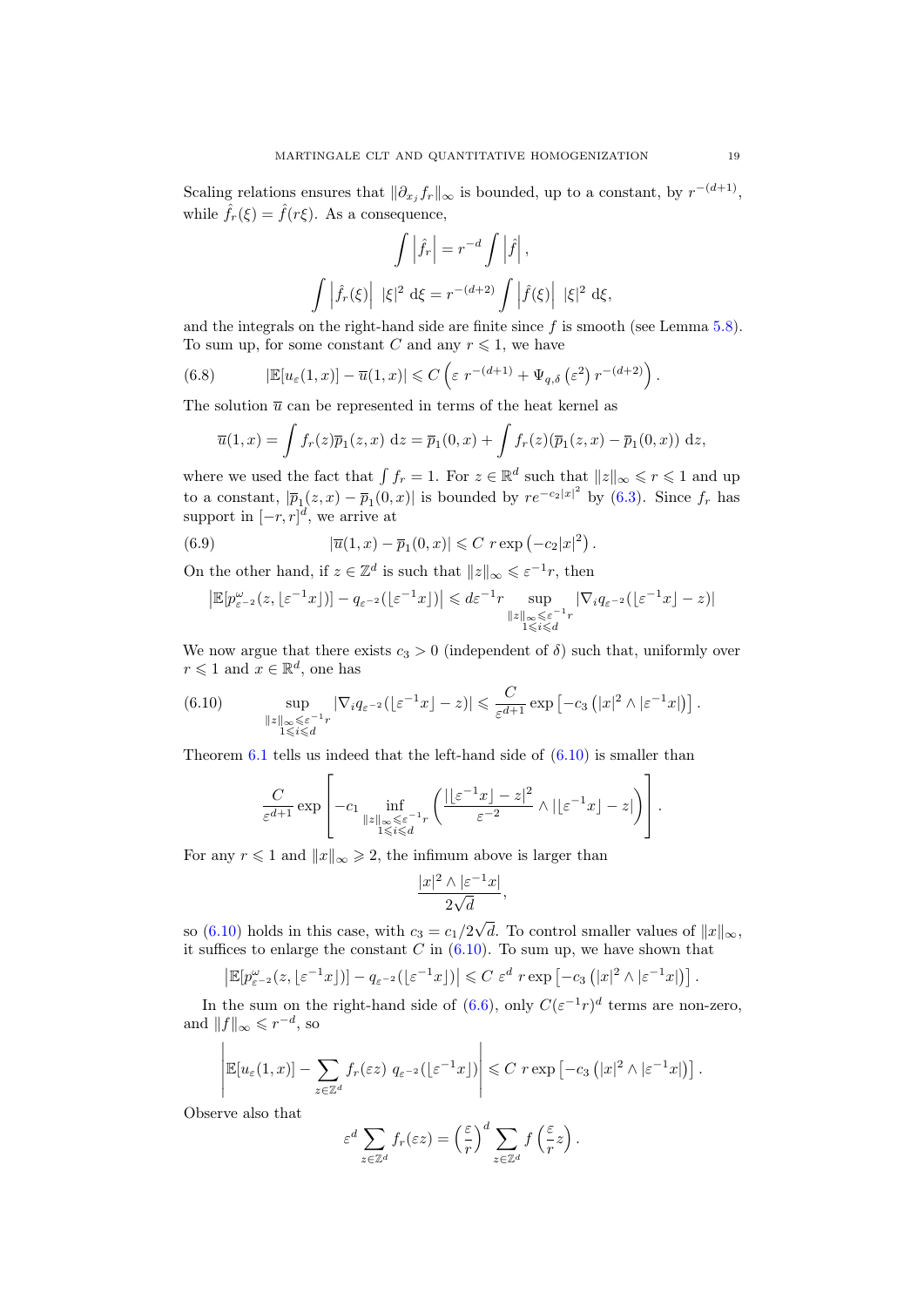Scaling relations ensures that $\|\partial_{x_j} f_r\|_\infty$ is bounded, up to a constant, by $r^{-(d+1)}$, while $\hat{f}_r(\xi) = \hat{f}(r\xi)$. As a consequence,

$$\int \left|\hat{f}_r\right| = r^{-d} \int \left|\hat{f}\right|,$$

$$\int \left|\hat{f}_r(\xi)\right| \ |\xi|^2 \ \mathrm{d}\xi = r^{-(d+2)} \int \left|\hat{f}(\xi)\right| \ |\xi|^2 \ \mathrm{d}\xi,$$

and the integrals on the right-hand side are finite since $f$ is smooth (see Lemma 5.8). To sum up, for some constant $C$ and any $r \leqslant 1$, we have

$$|\mathbb{E}[u_\varepsilon(1,x)] - \overline{u}(1,x)| \leqslant C \left(\varepsilon \ r^{-(d+1)} + \Psi_{q,\delta}\left(\varepsilon^2\right) r^{-(d+2)}\right). \tag{6.8}$$

The solution $\overline{u}$ can be represented in terms of the heat kernel as

$$\overline{u}(1,x) = \int f_r(z) \overline{p}_1(z,x) \ \mathrm{d}z = \overline{p}_1(0,x) + \int f_r(z) (\overline{p}_1(z,x) - \overline{p}_1(0,x)) \ \mathrm{d}z,$$

where we used the fact that $\int f_r = 1$. For $z \in \mathbb{R}^d$ such that $\|z\|_\infty \leqslant r \leqslant 1$ and up to a constant, $|\overline{p}_1(z,x) - \overline{p}_1(0,x)|$ is bounded by $re^{-c_2|x|^2}$ by (6.3). Since $f_r$ has support in $[-r,r]^d$, we arrive at

$$|\overline{u}(1,x) - \overline{p}_1(0,x)| \leqslant C \ r \exp\left(-c_2 |x|^2\right). \tag{6.9}$$

On the other hand, if $z \in \mathbb{Z}^d$ is such that $\|z\|_\infty \leqslant \varepsilon^{-1} r$, then

$$\left|\mathbb{E}[p^\omega_{\varepsilon^{-2}}(z, \lfloor \varepsilon^{-1} x \rfloor)] - q_{\varepsilon^{-2}}(\lfloor \varepsilon^{-1} x \rfloor)\right| \leqslant d\varepsilon^{-1} r \sup_{\substack{\|z\|_\infty \leqslant \varepsilon^{-1} r \\ 1 \leqslant i \leqslant d}} |\nabla_i q_{\varepsilon^{-2}}(\lfloor \varepsilon^{-1} x \rfloor - z)|$$

We now argue that there exists $c_3 > 0$ (independent of $\delta$) such that, uniformly over $r \leqslant 1$ and $x \in \mathbb{R}^d$, one has

$$\sup_{\substack{\|z\|_\infty \leqslant \varepsilon^{-1} r \\ 1 \leqslant i \leqslant d}} |\nabla_i q_{\varepsilon^{-2}}(\lfloor \varepsilon^{-1} x \rfloor - z)| \leqslant \frac{C}{\varepsilon^{d+1}} \exp\left[-c_3 \left(|x|^2 \wedge |\varepsilon^{-1} x|\right)\right]. \tag{6.10}$$

Theorem 6.1 tells us indeed that the left-hand side of (6.10) is smaller than

$$\frac{C}{\varepsilon^{d+1}} \exp\left[-c_1 \inf_{\substack{\|z\|_\infty \leqslant \varepsilon^{-1} r \\ 1 \leqslant i \leqslant d}} \left(\frac{|\lfloor \varepsilon^{-1} x \rfloor - z|^2}{\varepsilon^{-2}} \wedge |\lfloor \varepsilon^{-1} x \rfloor - z|\right)\right].$$

For any $r \leqslant 1$ and $\|x\|_\infty \geqslant 2$, the infimum above is larger than

$$\frac{|x|^2 \wedge |\varepsilon^{-1} x|}{2\sqrt{d}},$$

so (6.10) holds in this case, with $c_3 = c_1/2\sqrt{d}$. To control smaller values of $\|x\|_\infty$, it suffices to enlarge the constant $C$ in (6.10). To sum up, we have shown that

$$\left|\mathbb{E}[p^\omega_{\varepsilon^{-2}}(z, \lfloor \varepsilon^{-1} x \rfloor)] - q_{\varepsilon^{-2}}(\lfloor \varepsilon^{-1} x \rfloor)\right| \leqslant C \ \varepsilon^d \ r \exp\left[-c_3 \left(|x|^2 \wedge |\varepsilon^{-1} x|\right)\right].$$

In the sum on the right-hand side of (6.6), only $C(\varepsilon^{-1} r)^d$ terms are non-zero, and $\|f\|_\infty \leqslant r^{-d}$, so

$$\left|\mathbb{E}[u_\varepsilon(1,x)] - \sum_{z \in \mathbb{Z}^d} f_r(\varepsilon z) \ q_{\varepsilon^{-2}}(\lfloor \varepsilon^{-1} x \rfloor)\right| \leqslant C \ r \exp\left[-c_3 \left(|x|^2 \wedge |\varepsilon^{-1} x|\right)\right].$$

Observe also that

$$\varepsilon^d \sum_{z \in \mathbb{Z}^d} f_r(\varepsilon z) = \left(\frac{\varepsilon}{r}\right)^d \sum_{z \in \mathbb{Z}^d} f\left(\frac{\varepsilon}{r} z\right).$$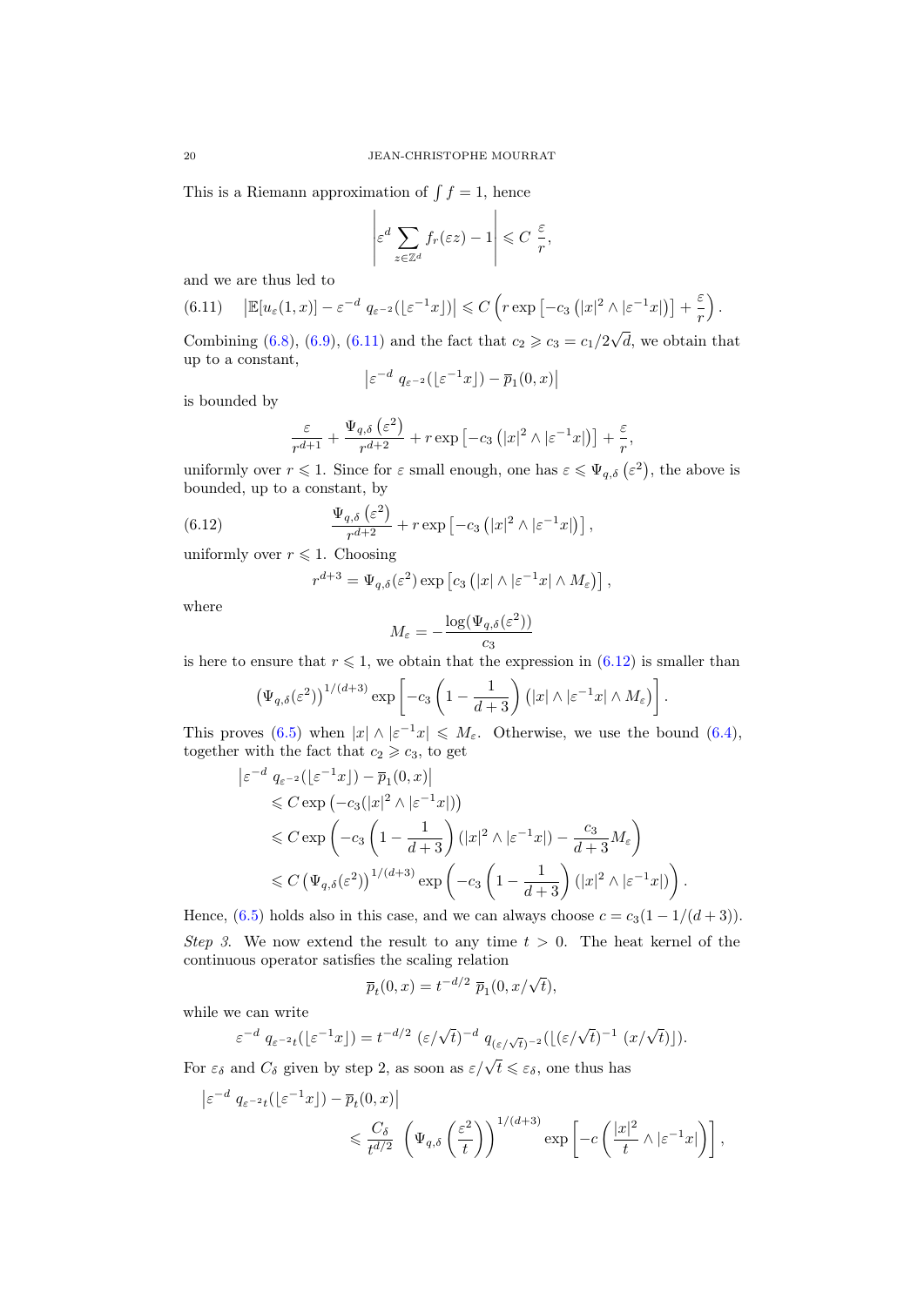This is a Riemann approximation of $\int f = 1$, hence

$$\left| \varepsilon^d \sum_{z \in \mathbb{Z}^d} f_r(\varepsilon z) - 1 \right| \leqslant C \ \frac{\varepsilon}{r},$$

and we are thus led to

$$\left| \mathbb{E}[u_\varepsilon(1,x)] - \varepsilon^{-d} \ q_{\varepsilon^{-2}}(\lfloor \varepsilon^{-1} x \rfloor) \right| \leqslant C \left( r \exp\left[ -c_3 \left( |x|^2 \wedge |\varepsilon^{-1} x| \right) \right] + \frac{\varepsilon}{r} \right). \tag{6.11}$$

Combining (6.8), (6.9), (6.11) and the fact that $c_2 \geqslant c_3 = c_1/2\sqrt{d}$, we obtain that up to a constant,

$$\left| \varepsilon^{-d} \ q_{\varepsilon^{-2}}(\lfloor \varepsilon^{-1} x \rfloor) - \overline{p}_1(0,x) \right|$$

is bounded by

$$\frac{\varepsilon}{r^{d+1}} + \frac{\Psi_{q,\delta}\left(\varepsilon^2\right)}{r^{d+2}} + r \exp\left[ -c_3 \left( |x|^2 \wedge |\varepsilon^{-1} x| \right) \right] + \frac{\varepsilon}{r},$$

uniformly over $r \leqslant 1$. Since for $\varepsilon$ small enough, one has $\varepsilon \leqslant \Psi_{q,\delta}\left(\varepsilon^2\right)$, the above is bounded, up to a constant, by

$$\frac{\Psi_{q,\delta}\left(\varepsilon^2\right)}{r^{d+2}} + r \exp\left[ -c_3 \left( |x|^2 \wedge |\varepsilon^{-1} x| \right) \right], \tag{6.12}$$

uniformly over $r \leqslant 1$. Choosing

$$r^{d+3} = \Psi_{q,\delta}(\varepsilon^2) \exp\left[ c_3 \left( |x| \wedge |\varepsilon^{-1} x| \wedge M_\varepsilon \right) \right],$$

where

$$M_\varepsilon = -\frac{\log(\Psi_{q,\delta}(\varepsilon^2))}{c_3}$$

is here to ensure that $r \leqslant 1$, we obtain that the expression in (6.12) is smaller than

$$\left( \Psi_{q,\delta}(\varepsilon^2) \right)^{1/(d+3)} \exp\left[ -c_3 \left( 1 - \frac{1}{d+3} \right) \left( |x| \wedge |\varepsilon^{-1} x| \wedge M_\varepsilon \right) \right].$$

This proves (6.5) when $|x| \wedge |\varepsilon^{-1} x| \leqslant M_\varepsilon$. Otherwise, we use the bound (6.4), together with the fact that $c_2 \geqslant c_3$, to get

$$\begin{aligned}
&\left| \varepsilon^{-d} \ q_{\varepsilon^{-2}}(\lfloor \varepsilon^{-1} x \rfloor) - \overline{p}_1(0,x) \right| \\
&\quad \leqslant C \exp\left( -c_3 (|x|^2 \wedge |\varepsilon^{-1} x|) \right) \\
&\quad \leqslant C \exp\left( -c_3 \left( 1 - \frac{1}{d+3} \right) (|x|^2 \wedge |\varepsilon^{-1} x|) - \frac{c_3}{d+3} M_\varepsilon \right) \\
&\quad \leqslant C \left( \Psi_{q,\delta}(\varepsilon^2) \right)^{1/(d+3)} \exp\left( -c_3 \left( 1 - \frac{1}{d+3} \right) (|x|^2 \wedge |\varepsilon^{-1} x|) \right).
\end{aligned}$$

Hence, (6.5) holds also in this case, and we can always choose $c = c_3(1 - 1/(d+3))$.

*Step 3.* We now extend the result to any time $t > 0$. The heat kernel of the continuous operator satisfies the scaling relation

$$\overline{p}_t(0,x) = t^{-d/2} \ \overline{p}_1(0, x/\sqrt{t}),$$

while we can write

$$\varepsilon^{-d} \ q_{\varepsilon^{-2} t}(\lfloor \varepsilon^{-1} x \rfloor) = t^{-d/2} \ (\varepsilon/\sqrt{t})^{-d} \ q_{(\varepsilon/\sqrt{t})^{-2}}(\lfloor (\varepsilon/\sqrt{t})^{-1} \ (x/\sqrt{t}) \rfloor).$$

For $\varepsilon_\delta$ and $C_\delta$ given by step 2, as soon as $\varepsilon/\sqrt{t} \leqslant \varepsilon_\delta$, one thus has

$$\begin{aligned}
&\left| \varepsilon^{-d} \ q_{\varepsilon^{-2} t}(\lfloor \varepsilon^{-1} x \rfloor) - \overline{p}_t(0,x) \right| \\
&\qquad\qquad \leqslant \frac{C_\delta}{t^{d/2}} \ \left( \Psi_{q,\delta}\left( \frac{\varepsilon^2}{t} \right) \right)^{1/(d+3)} \exp\left[ -c \left( \frac{|x|^2}{t} \wedge |\varepsilon^{-1} x| \right) \right],
\end{aligned}$$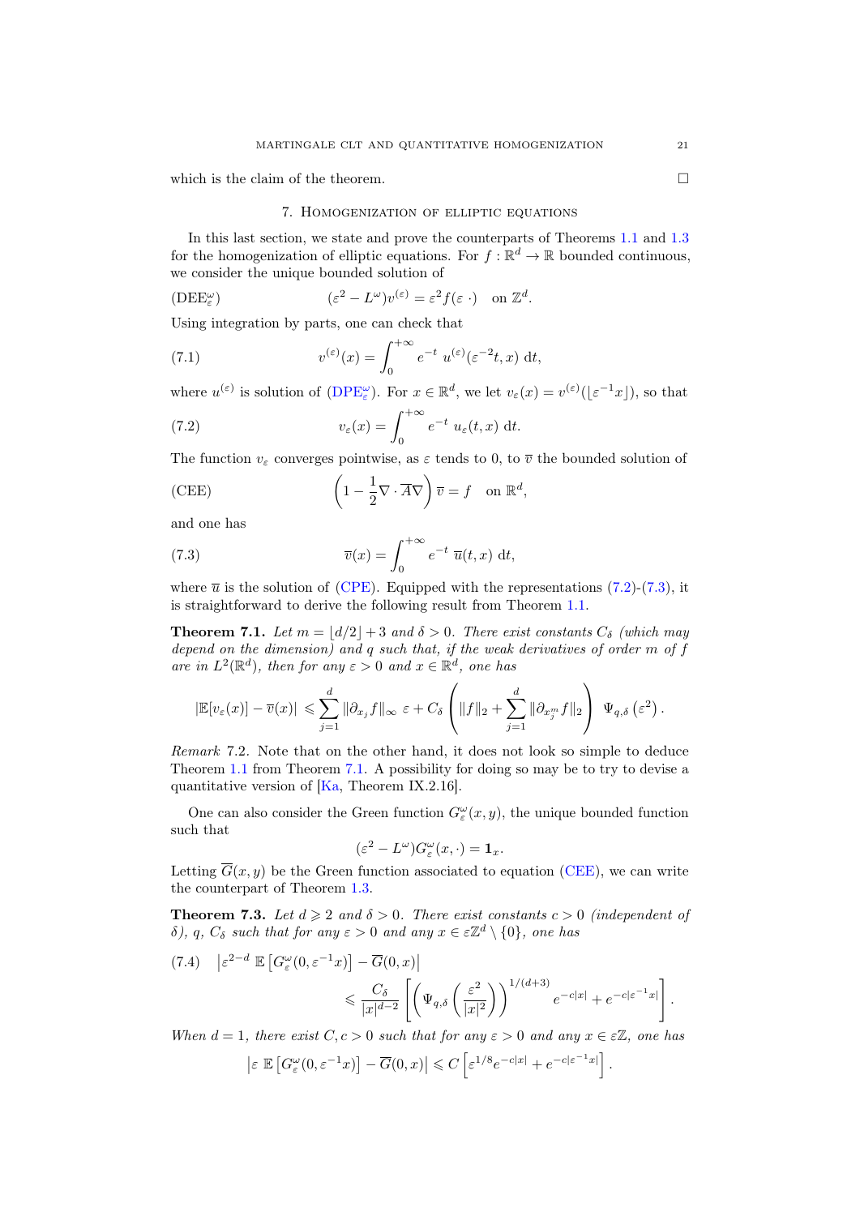which is the claim of the theorem. □

## 7. Homogenization of elliptic equations

In this last section, we state and prove the counterparts of Theorems 1.1 and 1.3 for the homogenization of elliptic equations. For $f : \mathbb{R}^d \to \mathbb{R}$ bounded continuous, we consider the unique bounded solution of

$$(\mathrm{DEE}^\omega_\varepsilon) \qquad (\varepsilon^2 - L^\omega) v^{(\varepsilon)} = \varepsilon^2 f(\varepsilon\ \cdot) \quad \text{on } \mathbb{Z}^d.$$

Using integration by parts, one can check that

$$v^{(\varepsilon)}(x) = \int_0^{+\infty} e^{-t}\ u^{(\varepsilon)}(\varepsilon^{-2} t, x)\ \mathrm{d}t, \tag{7.1}$$

where $u^{(\varepsilon)}$ is solution of (DPE$^\omega_\varepsilon$). For $x \in \mathbb{R}^d$, we let $v_\varepsilon(x) = v^{(\varepsilon)}(\lfloor \varepsilon^{-1} x \rfloor)$, so that

$$v_\varepsilon(x) = \int_0^{+\infty} e^{-t}\ u_\varepsilon(t, x)\ \mathrm{d}t. \tag{7.2}$$

The function $v_\varepsilon$ converges pointwise, as $\varepsilon$ tends to 0, to $\overline{v}$ the bounded solution of

$$(\mathrm{CEE}) \qquad \left(1 - \frac{1}{2} \nabla \cdot \overline{A} \nabla\right) \overline{v} = f \quad \text{on } \mathbb{R}^d,$$

and one has

$$\overline{v}(x) = \int_0^{+\infty} e^{-t}\ \overline{u}(t, x)\ \mathrm{d}t, \tag{7.3}$$

where $\overline{u}$ is the solution of (CPE). Equipped with the representations (7.2)-(7.3), it is straightforward to derive the following result from Theorem 1.1.

**Theorem 7.1.** *Let $m = \lfloor d/2 \rfloor + 3$ and $\delta > 0$. There exist constants $C_\delta$ (which may depend on the dimension) and $q$ such that, if the weak derivatives of order $m$ of $f$ are in $L^2(\mathbb{R}^d)$, then for any $\varepsilon > 0$ and $x \in \mathbb{R}^d$, one has*

$$|\mathbb{E}[v_\varepsilon(x)] - \overline{v}(x)| \leqslant \sum_{j=1}^d \|\partial_{x_j} f\|_\infty\ \varepsilon + C_\delta \left( \|f\|_2 + \sum_{j=1}^d \|\partial_{x_j^m} f\|_2 \right)\ \Psi_{q,\delta}\left(\varepsilon^2\right).$$

*Remark* 7.2. Note that on the other hand, it does not look so simple to deduce Theorem 1.1 from Theorem 7.1. A possibility for doing so may be to try to devise a quantitative version of [Ka, Theorem IX.2.16].

One can also consider the Green function $G^\omega_\varepsilon(x, y)$, the unique bounded function such that

$$(\varepsilon^2 - L^\omega) G^\omega_\varepsilon(x, \cdot) = \mathbf{1}_x.$$

Letting $\overline{G}(x, y)$ be the Green function associated to equation (CEE), we can write the counterpart of Theorem 1.3.

**Theorem 7.3.** *Let $d \geqslant 2$ and $\delta > 0$. There exist constants $c > 0$ (independent of $\delta$), $q$, $C_\delta$ such that for any $\varepsilon > 0$ and any $x \in \varepsilon\mathbb{Z}^d \setminus \{0\}$, one has*

$$\left|\varepsilon^{2-d}\ \mathbb{E}\left[G^\omega_\varepsilon(0, \varepsilon^{-1} x)\right] - \overline{G}(0, x)\right| \leqslant \frac{C_\delta}{|x|^{d-2}} \left[ \left( \Psi_{q,\delta}\left( \frac{\varepsilon^2}{|x|^2} \right) \right)^{1/(d+3)} e^{-c|x|} + e^{-c|\varepsilon^{-1} x|} \right]. \tag{7.4}$$

*When $d = 1$, there exist $C, c > 0$ such that for any $\varepsilon > 0$ and any $x \in \varepsilon\mathbb{Z}$, one has*

$$\left|\varepsilon\ \mathbb{E}\left[G^\omega_\varepsilon(0, \varepsilon^{-1} x)\right] - \overline{G}(0, x)\right| \leqslant C\left[\varepsilon^{1/8} e^{-c|x|} + e^{-c|\varepsilon^{-1} x|}\right].$$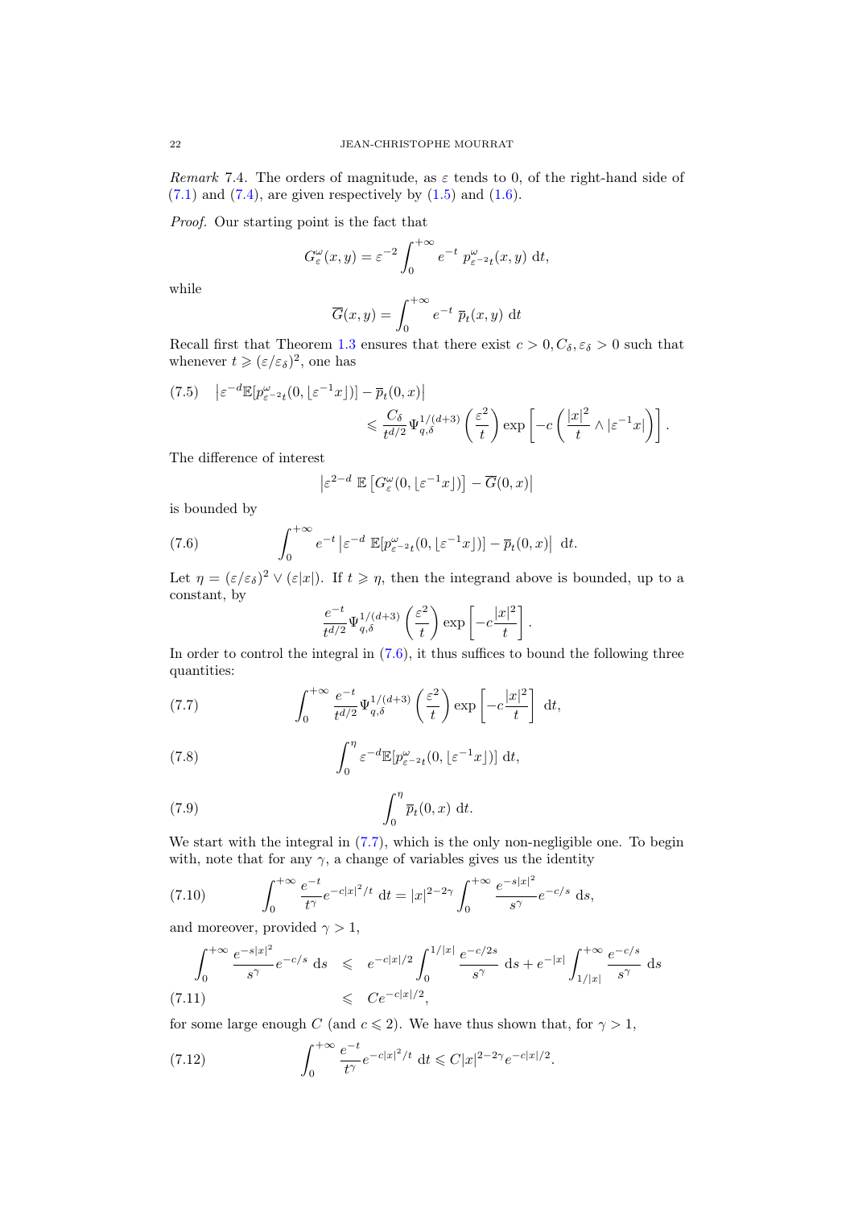*Remark* 7.4. The orders of magnitude, as $\varepsilon$ tends to 0, of the right-hand side of (7.1) and (7.4), are given respectively by (1.5) and (1.6).

*Proof.* Our starting point is the fact that

$$G^\omega_\varepsilon(x,y) = \varepsilon^{-2} \int_0^{+\infty} e^{-t} \; p^\omega_{\varepsilon^{-2}t}(x,y) \; \mathrm{d}t,$$

while

$$\overline{G}(x,y) = \int_0^{+\infty} e^{-t} \; \overline{p}_t(x,y) \; \mathrm{d}t$$

Recall first that Theorem 1.3 ensures that there exist $c > 0, C_\delta, \varepsilon_\delta > 0$ such that whenever $t \geqslant (\varepsilon/\varepsilon_\delta)^2$, one has

$$\begin{aligned}(7.5)\quad & \left|\varepsilon^{-d}\mathbb{E}[p^\omega_{\varepsilon^{-2}t}(0,\lfloor\varepsilon^{-1}x\rfloor)] - \overline{p}_t(0,x)\right| \\ & \qquad \leqslant \frac{C_\delta}{t^{d/2}} \Psi^{1/(d+3)}_{q,\delta}\left(\frac{\varepsilon^2}{t}\right) \exp\left[-c\left(\frac{|x|^2}{t} \wedge |\varepsilon^{-1}x|\right)\right].\end{aligned}$$

The difference of interest

$$\left|\varepsilon^{2-d} \; \mathbb{E}\left[G^\omega_\varepsilon(0,\lfloor\varepsilon^{-1}x\rfloor)\right] - \overline{G}(0,x)\right|$$

is bounded by

$$\int_0^{+\infty} e^{-t} \left|\varepsilon^{-d} \; \mathbb{E}[p^\omega_{\varepsilon^{-2}t}(0,\lfloor\varepsilon^{-1}x\rfloor)] - \overline{p}_t(0,x)\right| \; \mathrm{d}t. \tag{7.6}$$

Let $\eta = (\varepsilon/\varepsilon_\delta)^2 \vee (\varepsilon|x|)$. If $t \geqslant \eta$, then the integrand above is bounded, up to a constant, by

$$\frac{e^{-t}}{t^{d/2}} \Psi^{1/(d+3)}_{q,\delta}\left(\frac{\varepsilon^2}{t}\right) \exp\left[-c\frac{|x|^2}{t}\right].$$

In order to control the integral in (7.6), it thus suffices to bound the following three quantities:

$$\int_0^{+\infty} \frac{e^{-t}}{t^{d/2}} \Psi^{1/(d+3)}_{q,\delta}\left(\frac{\varepsilon^2}{t}\right) \exp\left[-c\frac{|x|^2}{t}\right] \; \mathrm{d}t, \tag{7.7}$$

$$\int_0^{\eta} \varepsilon^{-d}\mathbb{E}[p^\omega_{\varepsilon^{-2}t}(0,\lfloor\varepsilon^{-1}x\rfloor)] \; \mathrm{d}t, \tag{7.8}$$

$$\int_0^{\eta} \overline{p}_t(0,x) \; \mathrm{d}t. \tag{7.9}$$

We start with the integral in (7.7), which is the only non-negligible one. To begin with, note that for any $\gamma$, a change of variables gives us the identity

$$\int_0^{+\infty} \frac{e^{-t}}{t^\gamma} e^{-c|x|^2/t} \; \mathrm{d}t = |x|^{2-2\gamma} \int_0^{+\infty} \frac{e^{-s|x|^2}}{s^\gamma} e^{-c/s} \; \mathrm{d}s, \tag{7.10}$$

and moreover, provided $\gamma > 1$,

$$\begin{aligned}\int_0^{+\infty} \frac{e^{-s|x|^2}}{s^\gamma} e^{-c/s} \; \mathrm{d}s \quad & \leqslant \quad e^{-c|x|/2} \int_0^{1/|x|} \frac{e^{-c/2s}}{s^\gamma} \; \mathrm{d}s + e^{-|x|} \int_{1/|x|}^{+\infty} \frac{e^{-c/s}}{s^\gamma} \; \mathrm{d}s \\ (7.11) \qquad\qquad & \leqslant \quad C e^{-c|x|/2},\end{aligned}$$

for some large enough $C$ (and $c \leqslant 2$). We have thus shown that, for $\gamma > 1$,

$$\int_0^{+\infty} \frac{e^{-t}}{t^\gamma} e^{-c|x|^2/t} \; \mathrm{d}t \leqslant C|x|^{2-2\gamma} e^{-c|x|/2}. \tag{7.12}$$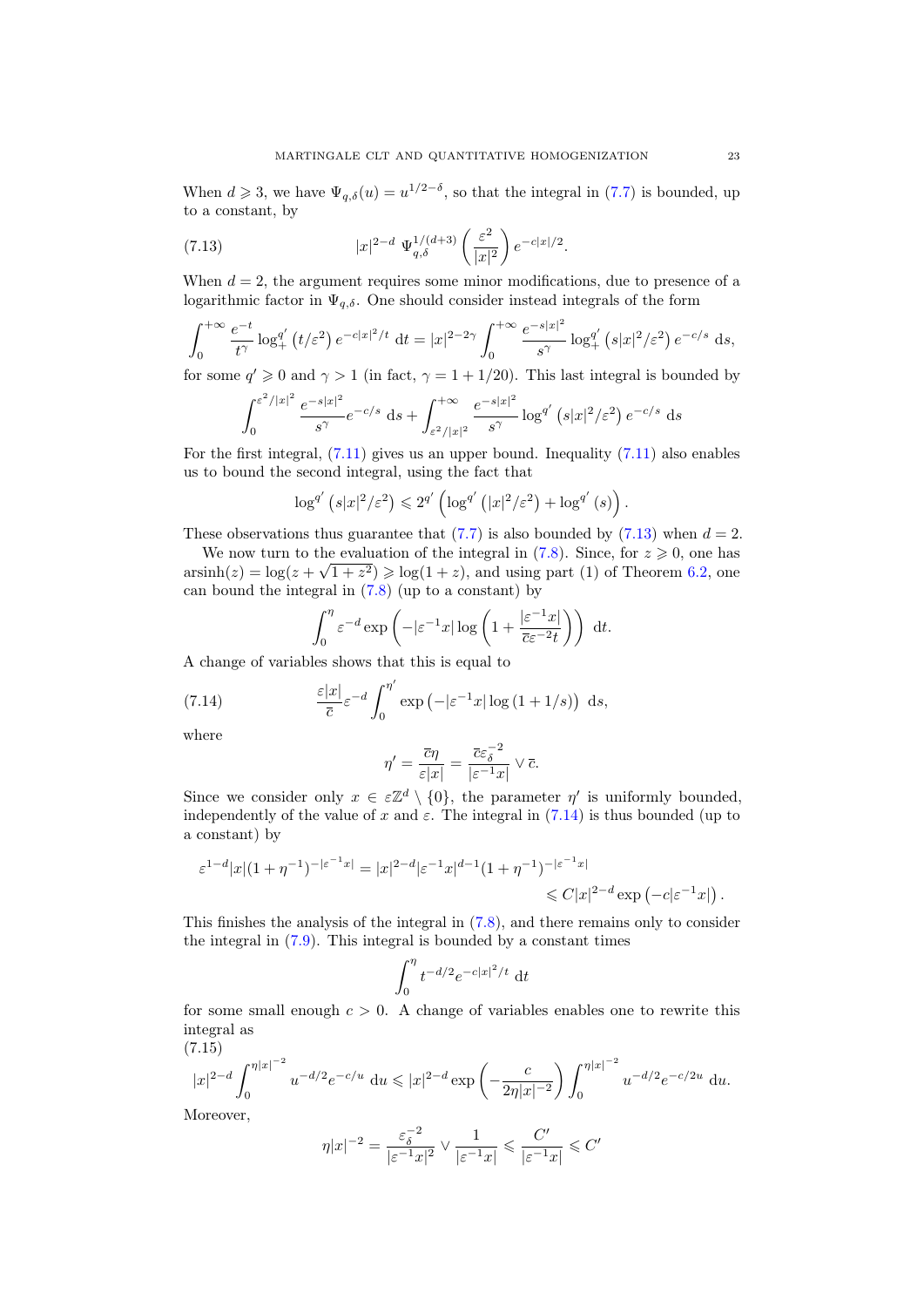When $d \geqslant 3$, we have $\Psi_{q,\delta}(u) = u^{1/2-\delta}$, so that the integral in (7.7) is bounded, up to a constant, by

$$|x|^{2-d} \ \Psi_{q,\delta}^{1/(d+3)}\left(\frac{\varepsilon^2}{|x|^2}\right) e^{-c|x|/2}. \tag{7.13}$$

When $d = 2$, the argument requires some minor modifications, due to presence of a logarithmic factor in $\Psi_{q,\delta}$. One should consider instead integrals of the form

$$\int_0^{+\infty} \frac{e^{-t}}{t^\gamma} \log_+^{q'}\left(t/\varepsilon^2\right) e^{-c|x|^2/t} \ \mathrm{d}t = |x|^{2-2\gamma} \int_0^{+\infty} \frac{e^{-s|x|^2}}{s^\gamma} \log_+^{q'}\left(s|x|^2/\varepsilon^2\right) e^{-c/s} \ \mathrm{d}s,$$

for some $q' \geqslant 0$ and $\gamma > 1$ (in fact, $\gamma = 1 + 1/20$). This last integral is bounded by

$$\int_0^{\varepsilon^2/|x|^2} \frac{e^{-s|x|^2}}{s^\gamma} e^{-c/s} \ \mathrm{d}s + \int_{\varepsilon^2/|x|^2}^{+\infty} \frac{e^{-s|x|^2}}{s^\gamma} \log^{q'}\left(s|x|^2/\varepsilon^2\right) e^{-c/s} \ \mathrm{d}s$$

For the first integral, (7.11) gives us an upper bound. Inequality (7.11) also enables us to bound the second integral, using the fact that

$$\log^{q'}\left(s|x|^2/\varepsilon^2\right) \leqslant 2^{q'}\left(\log^{q'}\left(|x|^2/\varepsilon^2\right) + \log^{q'}(s)\right).$$

These observations thus guarantee that (7.7) is also bounded by (7.13) when $d = 2$.

We now turn to the evaluation of the integral in (7.8). Since, for $z \geqslant 0$, one has $\operatorname{arsinh}(z) = \log(z + \sqrt{1+z^2}) \geqslant \log(1+z)$, and using part (1) of Theorem 6.2, one can bound the integral in (7.8) (up to a constant) by

$$\int_0^\eta \varepsilon^{-d} \exp\left(-|\varepsilon^{-1}x| \log\left(1 + \frac{|\varepsilon^{-1}x|}{\overline{c}\varepsilon^{-2}t}\right)\right) \ \mathrm{d}t.$$

A change of variables shows that this is equal to

$$\frac{\varepsilon|x|}{\overline{c}} \varepsilon^{-d} \int_0^{\eta'} \exp\left(-|\varepsilon^{-1}x| \log\left(1 + 1/s\right)\right) \ \mathrm{d}s, \tag{7.14}$$

where

$$\eta' = \frac{\overline{c}\eta}{\varepsilon|x|} = \frac{\overline{c}\varepsilon_\delta^{-2}}{|\varepsilon^{-1}x|} \vee \overline{c}.$$

Since we consider only $x \in \varepsilon\mathbb{Z}^d \setminus \{0\}$, the parameter $\eta'$ is uniformly bounded, independently of the value of $x$ and $\varepsilon$. The integral in (7.14) is thus bounded (up to a constant) by

$$\begin{aligned}\varepsilon^{1-d}|x|(1+\eta^{-1})^{-|\varepsilon^{-1}x|} = |x|^{2-d}|\varepsilon^{-1}x|^{d-1}(1+\eta^{-1})^{-|\varepsilon^{-1}x|}& \\ \leqslant C|x|^{2-d}\exp\left(-c|\varepsilon^{-1}x|\right).&\end{aligned}$$

This finishes the analysis of the integral in (7.8), and there remains only to consider the integral in (7.9). This integral is bounded by a constant times

$$\int_0^\eta t^{-d/2} e^{-c|x|^2/t} \ \mathrm{d}t$$

for some small enough $c > 0$. A change of variables enables one to rewrite this integral as

$$|x|^{2-d} \int_0^{\eta|x|^{-2}} u^{-d/2} e^{-c/u} \ \mathrm{d}u \leqslant |x|^{2-d} \exp\left(-\frac{c}{2\eta|x|^{-2}}\right) \int_0^{\eta|x|^{-2}} u^{-d/2} e^{-c/2u} \ \mathrm{d}u. \tag{7.15}$$

Moreover,

$$\eta|x|^{-2} = \frac{\varepsilon_\delta^{-2}}{|\varepsilon^{-1}x|^2} \vee \frac{1}{|\varepsilon^{-1}x|} \leqslant \frac{C'}{|\varepsilon^{-1}x|} \leqslant C'$$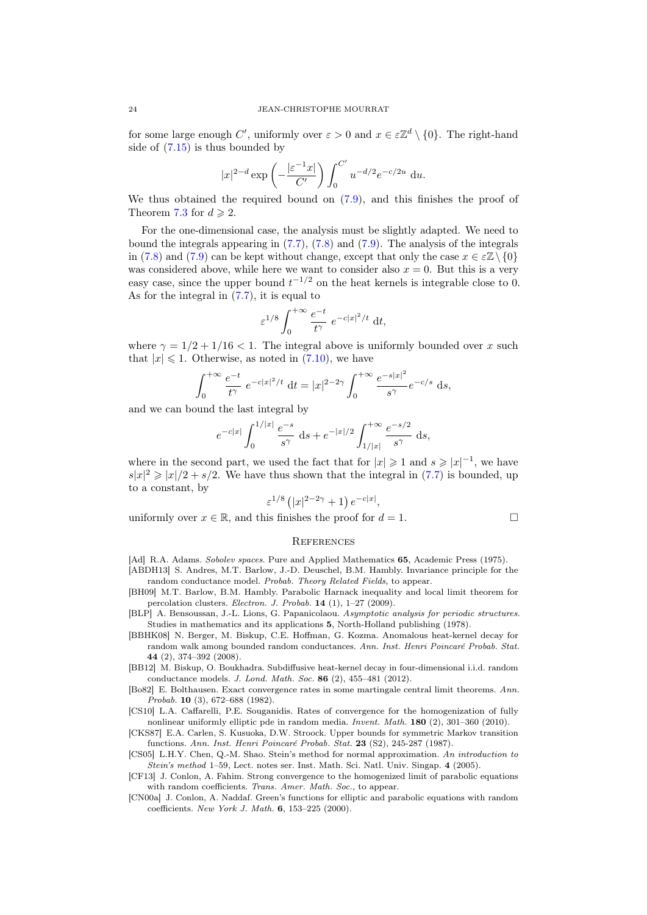for some large enough $C'$, uniformly over $\varepsilon > 0$ and $x \in \varepsilon\mathbb{Z}^d \setminus \{0\}$. The right-hand side of (7.15) is thus bounded by

$$|x|^{2-d} \exp\left(-\frac{|\varepsilon^{-1}x|}{C'}\right) \int_0^{C'} u^{-d/2} e^{-c/2u} \, \mathrm{d}u.$$

We thus obtained the required bound on (7.9), and this finishes the proof of Theorem 7.3 for $d \geqslant 2$.

For the one-dimensional case, the analysis must be slightly adapted. We need to bound the integrals appearing in (7.7), (7.8) and (7.9). The analysis of the integrals in (7.8) and (7.9) can be kept without change, except that only the case $x \in \varepsilon\mathbb{Z} \setminus \{0\}$ was considered above, while here we want to consider also $x = 0$. But this is a very easy case, since the upper bound $t^{-1/2}$ on the heat kernels is integrable close to 0. As for the integral in (7.7), it is equal to

$$\varepsilon^{1/8} \int_0^{+\infty} \frac{e^{-t}}{t^\gamma} \, e^{-c|x|^2/t} \, \mathrm{d}t,$$

where $\gamma = 1/2 + 1/16 < 1$. The integral above is uniformly bounded over $x$ such that $|x| \leqslant 1$. Otherwise, as noted in (7.10), we have

$$\int_0^{+\infty} \frac{e^{-t}}{t^\gamma} \, e^{-c|x|^2/t} \, \mathrm{d}t = |x|^{2-2\gamma} \int_0^{+\infty} \frac{e^{-s|x|^2}}{s^\gamma} e^{-c/s} \, \mathrm{d}s,$$

and we can bound the last integral by

$$e^{-c|x|} \int_0^{1/|x|} \frac{e^{-s}}{s^\gamma} \, \mathrm{d}s + e^{-|x|/2} \int_{1/|x|}^{+\infty} \frac{e^{-s/2}}{s^\gamma} \, \mathrm{d}s,$$

where in the second part, we used the fact that for $|x| \geqslant 1$ and $s \geqslant |x|^{-1}$, we have $s|x|^2 \geqslant |x|/2 + s/2$. We have thus shown that the integral in (7.7) is bounded, up to a constant, by

$$\varepsilon^{1/8} \left(|x|^{2-2\gamma} + 1\right) e^{-c|x|},$$

uniformly over $x \in \mathbb{R}$, and this finishes the proof for $d = 1$. □

## References

[Ad] R.A. Adams. *Sobolev spaces*. Pure and Applied Mathematics **65**, Academic Press (1975).

[ABDH13] S. Andres, M.T. Barlow, J.-D. Deuschel, B.M. Hambly. Invariance principle for the random conductance model. *Probab. Theory Related Fields*, to appear.

[BH09] M.T. Barlow, B.M. Hambly. Parabolic Harnack inequality and local limit theorem for percolation clusters. *Electron. J. Probab.* **14** (1), 1–27 (2009).

[BLP] A. Bensoussan, J.-L. Lions, G. Papanicolaou. *Asymptotic analysis for periodic structures*. Studies in mathematics and its applications **5**, North-Holland publishing (1978).

[BBHK08] N. Berger, M. Biskup, C.E. Hoffman, G. Kozma. Anomalous heat-kernel decay for random walk among bounded random conductances. *Ann. Inst. Henri Poincaré Probab. Stat.* **44** (2), 374–392 (2008).

[BB12] M. Biskup, O. Boukhadra. Subdiffusive heat-kernel decay in four-dimensional i.i.d. random conductance models. *J. Lond. Math. Soc.* **86** (2), 455–481 (2012).

[Bo82] E. Bolthausen. Exact convergence rates in some martingale central limit theorems. *Ann. Probab.* **10** (3), 672–688 (1982).

[CS10] L.A. Caffarelli, P.E. Souganidis. Rates of convergence for the homogenization of fully nonlinear uniformly elliptic pde in random media. *Invent. Math.* **180** (2), 301–360 (2010).

[CKS87] E.A. Carlen, S. Kusuoka, D.W. Stroock. Upper bounds for symmetric Markov transition functions. *Ann. Inst. Henri Poincaré Probab. Stat.* **23** (S2), 245-287 (1987).

[CS05] L.H.Y. Chen, Q.-M. Shao. Stein's method for normal approximation. *An introduction to Stein's method* 1–59, Lect. notes ser. Inst. Math. Sci. Natl. Univ. Singap. **4** (2005).

[CF13] J. Conlon, A. Fahim. Strong convergence to the homogenized limit of parabolic equations with random coefficients. *Trans. Amer. Math. Soc.*, to appear.

[CN00a] J. Conlon, A. Naddaf. Green's functions for elliptic and parabolic equations with random coefficients. *New York J. Math.* **6**, 153–225 (2000).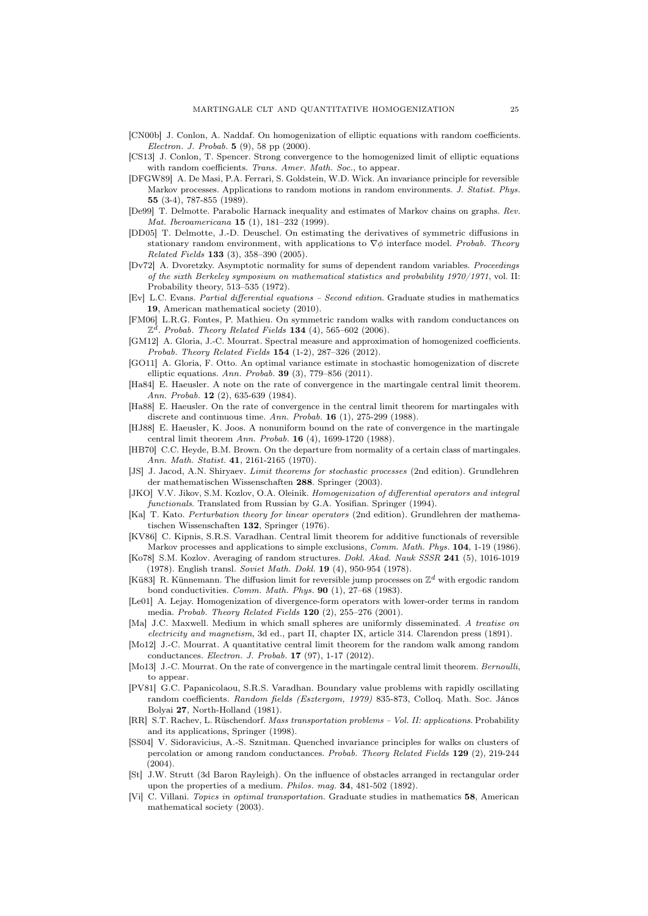[CN00b] J. Conlon, A. Naddaf. On homogenization of elliptic equations with random coefficients. *Electron. J. Probab.* **5** (9), 58 pp (2000).

[CS13] J. Conlon, T. Spencer. Strong convergence to the homogenized limit of elliptic equations with random coefficients. *Trans. Amer. Math. Soc.*, to appear.

[DFGW89] A. De Masi, P.A. Ferrari, S. Goldstein, W.D. Wick. An invariance principle for reversible Markov processes. Applications to random motions in random environments. *J. Statist. Phys.* **55** (3-4), 787-855 (1989).

[De99] T. Delmotte. Parabolic Harnack inequality and estimates of Markov chains on graphs. *Rev. Mat. Iberoamericana* **15** (1), 181–232 (1999).

[DD05] T. Delmotte, J.-D. Deuschel. On estimating the derivatives of symmetric diffusions in stationary random environment, with applications to $\nabla\phi$ interface model. *Probab. Theory Related Fields* **133** (3), 358–390 (2005).

[Dv72] A. Dvoretzky. Asymptotic normality for sums of dependent random variables. *Proceedings of the sixth Berkeley symposium on mathematical statistics and probability 1970/1971*, vol. II: Probability theory, 513–535 (1972).

[Ev] L.C. Evans. *Partial differential equations – Second edition*. Graduate studies in mathematics **19**, American mathematical society (2010).

[FM06] L.R.G. Fontes, P. Mathieu. On symmetric random walks with random conductances on $\mathbb{Z}^d$. *Probab. Theory Related Fields* **134** (4), 565–602 (2006).

[GM12] A. Gloria, J.-C. Mourrat. Spectral measure and approximation of homogenized coefficients. *Probab. Theory Related Fields* **154** (1-2), 287–326 (2012).

[GO11] A. Gloria, F. Otto. An optimal variance estimate in stochastic homogenization of discrete elliptic equations. *Ann. Probab.* **39** (3), 779–856 (2011).

[Ha84] E. Haeusler. A note on the rate of convergence in the martingale central limit theorem. *Ann. Probab.* **12** (2), 635-639 (1984).

[Ha88] E. Haeusler. On the rate of convergence in the central limit theorem for martingales with discrete and continuous time. *Ann. Probab.* **16** (1), 275-299 (1988).

[HJ88] E. Haeusler, K. Joos. A nonuniform bound on the rate of convergence in the martingale central limit theorem *Ann. Probab.* **16** (4), 1699-1720 (1988).

[HB70] C.C. Heyde, B.M. Brown. On the departure from normality of a certain class of martingales. *Ann. Math. Statist.* **41**, 2161-2165 (1970).

[JS] J. Jacod, A.N. Shiryaev. *Limit theorems for stochastic processes* (2nd edition). Grundlehren der mathematischen Wissenschaften **288**. Springer (2003).

[JKO] V.V. Jikov, S.M. Kozlov, O.A. Oleinik. *Homogenization of differential operators and integral functionals*. Translated from Russian by G.A. Yosifian. Springer (1994).

[Ka] T. Kato. *Perturbation theory for linear operators* (2nd edition). Grundlehren der mathematischen Wissenschaften **132**, Springer (1976).

[KV86] C. Kipnis, S.R.S. Varadhan. Central limit theorem for additive functionals of reversible Markov processes and applications to simple exclusions, *Comm. Math. Phys.* **104**, 1-19 (1986).

[Ko78] S.M. Kozlov. Averaging of random structures. *Dokl. Akad. Nauk SSSR* **241** (5), 1016-1019 (1978). English transl. *Soviet Math. Dokl.* **19** (4), 950-954 (1978).

[Kü83] R. Künnemann. The diffusion limit for reversible jump processes on $\mathbb{Z}^d$ with ergodic random bond conductivities. *Comm. Math. Phys.* **90** (1), 27–68 (1983).

[Le01] A. Lejay. Homogenization of divergence-form operators with lower-order terms in random media. *Probab. Theory Related Fields* **120** (2), 255–276 (2001).

[Ma] J.C. Maxwell. Medium in which small spheres are uniformly disseminated. *A treatise on electricity and magnetism*, 3d ed., part II, chapter IX, article 314. Clarendon press (1891).

[Mo12] J.-C. Mourrat. A quantitative central limit theorem for the random walk among random conductances. *Electron. J. Probab.* **17** (97), 1-17 (2012).

[Mo13] J.-C. Mourrat. On the rate of convergence in the martingale central limit theorem. *Bernoulli*, to appear.

[PV81] G.C. Papanicolaou, S.R.S. Varadhan. Boundary value problems with rapidly oscillating random coefficients. *Random fields (Esztergom, 1979)* 835-873, Colloq. Math. Soc. János Bolyai **27**, North-Holland (1981).

[RR] S.T. Rachev, L. Rüschendorf. *Mass transportation problems – Vol. II: applications.* Probability and its applications, Springer (1998).

[SS04] V. Sidoravicius, A.-S. Sznitman. Quenched invariance principles for walks on clusters of percolation or among random conductances. *Probab. Theory Related Fields* **129** (2), 219-244 (2004).

[St] J.W. Strutt (3d Baron Rayleigh). On the influence of obstacles arranged in rectangular order upon the properties of a medium. *Philos. mag.* **34**, 481-502 (1892).

[Vi] C. Villani. *Topics in optimal transportation.* Graduate studies in mathematics **58**, American mathematical society (2003).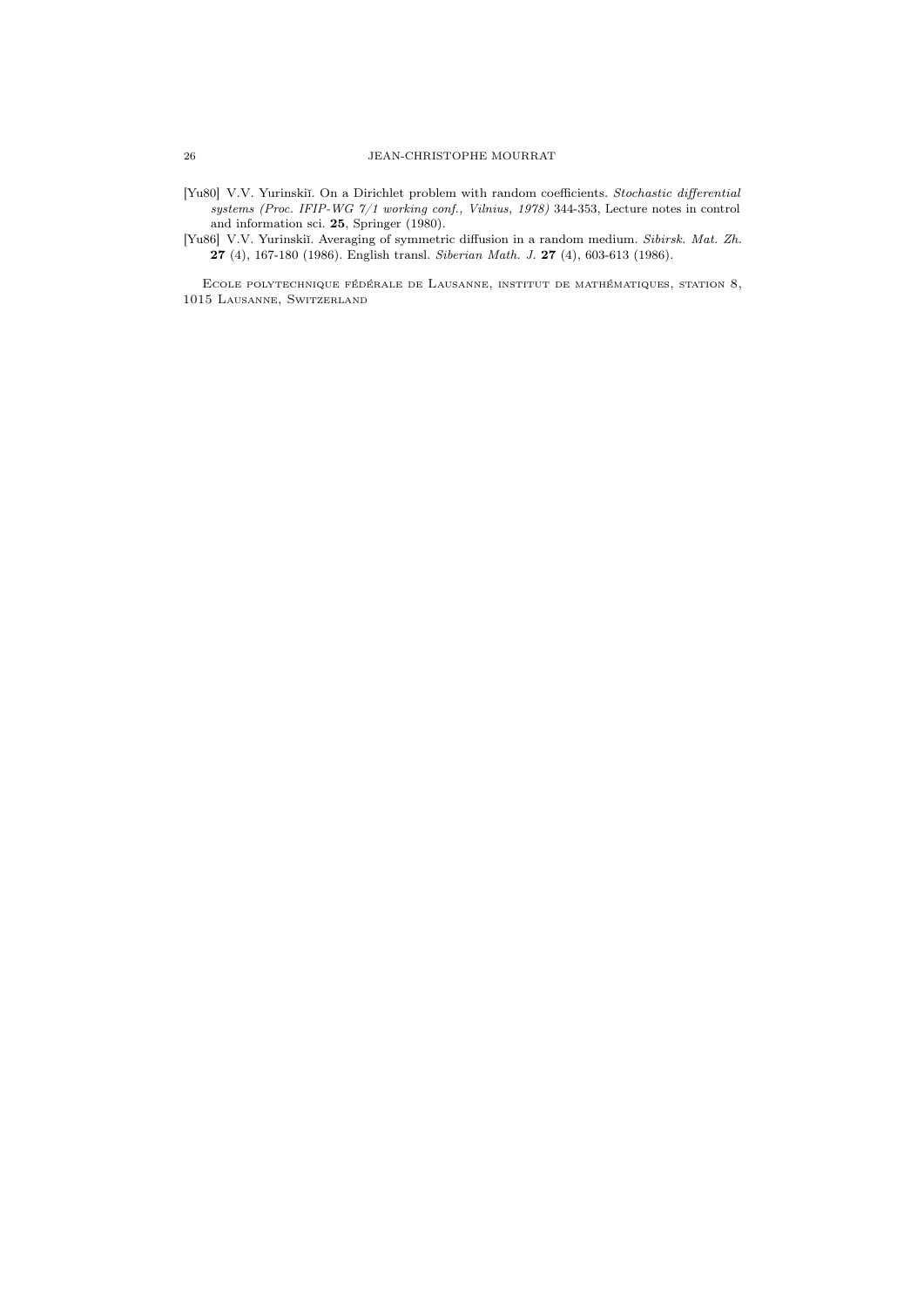[Yu80] V.V. Yurinskiĭ. On a Dirichlet problem with random coefficients. *Stochastic differential systems (Proc. IFIP-WG 7/1 working conf., Vilnius, 1978)* 344-353, Lecture notes in control and information sci. **25**, Springer (1980).

[Yu86] V.V. Yurinskiĭ. Averaging of symmetric diffusion in a random medium. *Sibirsk. Mat. Zh.* **27** (4), 167-180 (1986). English transl. *Siberian Math. J.* **27** (4), 603-613 (1986).

Ecole polytechnique fédérale de Lausanne, institut de mathématiques, station 8, 1015 Lausanne, Switzerland